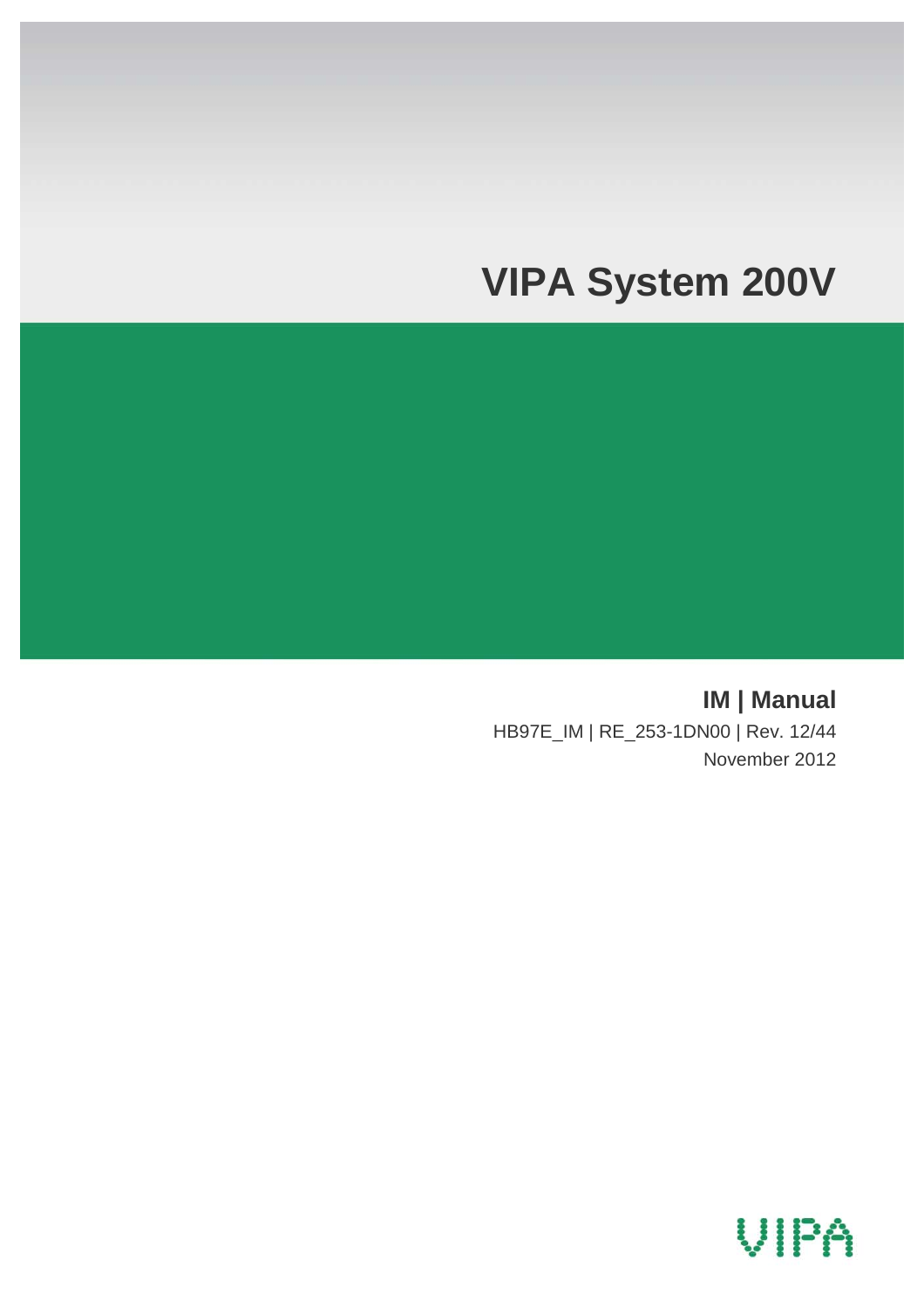# VIPA System 200V

## IM | Manual

HB97E_IM | RE_253-1DN00 | Rev. 12/44

November 2012

VIPA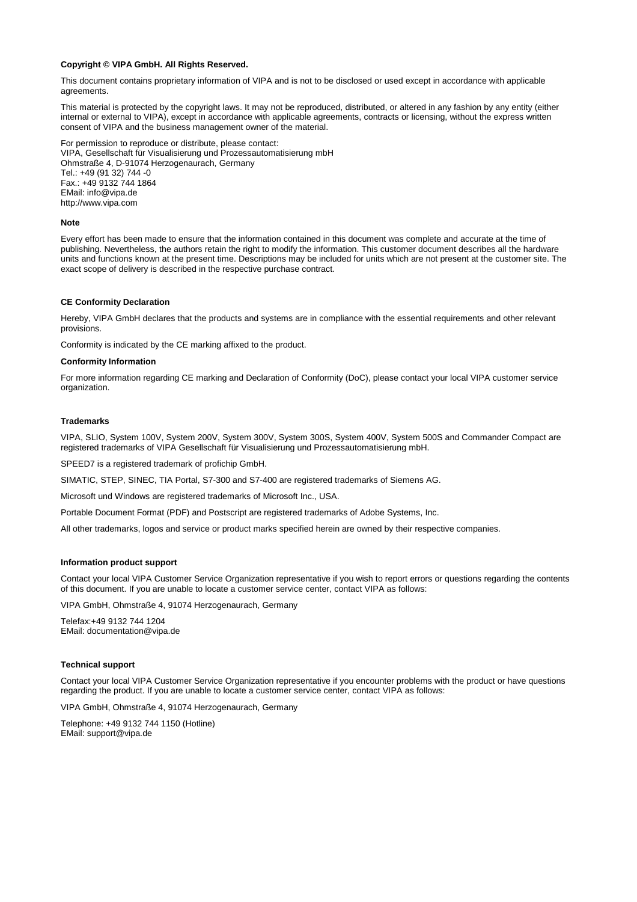**Copyright © VIPA GmbH. All Rights Reserved.**

This document contains proprietary information of VIPA and is not to be disclosed or used except in accordance with applicable agreements.

This material is protected by the copyright laws. It may not be reproduced, distributed, or altered in any fashion by any entity (either internal or external to VIPA), except in accordance with applicable agreements, contracts or licensing, without the express written consent of VIPA and the business management owner of the material.

For permission to reproduce or distribute, please contact:
VIPA, Gesellschaft für Visualisierung und Prozessautomatisierung mbH
Ohmstraße 4, D-91074 Herzogenaurach, Germany
Tel.: +49 (91 32) 744 -0
Fax.: +49 9132 744 1864
EMail: info@vipa.de
http://www.vipa.com

**Note**

Every effort has been made to ensure that the information contained in this document was complete and accurate at the time of publishing. Nevertheless, the authors retain the right to modify the information. This customer document describes all the hardware units and functions known at the present time. Descriptions may be included for units which are not present at the customer site. The exact scope of delivery is described in the respective purchase contract.

**CE Conformity Declaration**

Hereby, VIPA GmbH declares that the products and systems are in compliance with the essential requirements and other relevant provisions.

Conformity is indicated by the CE marking affixed to the product.

**Conformity Information**

For more information regarding CE marking and Declaration of Conformity (DoC), please contact your local VIPA customer service organization.

**Trademarks**

VIPA, SLIO, System 100V, System 200V, System 300V, System 300S, System 400V, System 500S and Commander Compact are registered trademarks of VIPA Gesellschaft für Visualisierung und Prozessautomatisierung mbH.

SPEED7 is a registered trademark of profichip GmbH.

SIMATIC, STEP, SINEC, TIA Portal, S7-300 and S7-400 are registered trademarks of Siemens AG.

Microsoft und Windows are registered trademarks of Microsoft Inc., USA.

Portable Document Format (PDF) and Postscript are registered trademarks of Adobe Systems, Inc.

All other trademarks, logos and service or product marks specified herein are owned by their respective companies.

**Information product support**

Contact your local VIPA Customer Service Organization representative if you wish to report errors or questions regarding the contents of this document. If you are unable to locate a customer service center, contact VIPA as follows:

VIPA GmbH, Ohmstraße 4, 91074 Herzogenaurach, Germany

Telefax:+49 9132 744 1204
EMail: documentation@vipa.de

**Technical support**

Contact your local VIPA Customer Service Organization representative if you encounter problems with the product or have questions regarding the product. If you are unable to locate a customer service center, contact VIPA as follows:

VIPA GmbH, Ohmstraße 4, 91074 Herzogenaurach, Germany

Telephone: +49 9132 744 1150 (Hotline)
EMail: support@vipa.de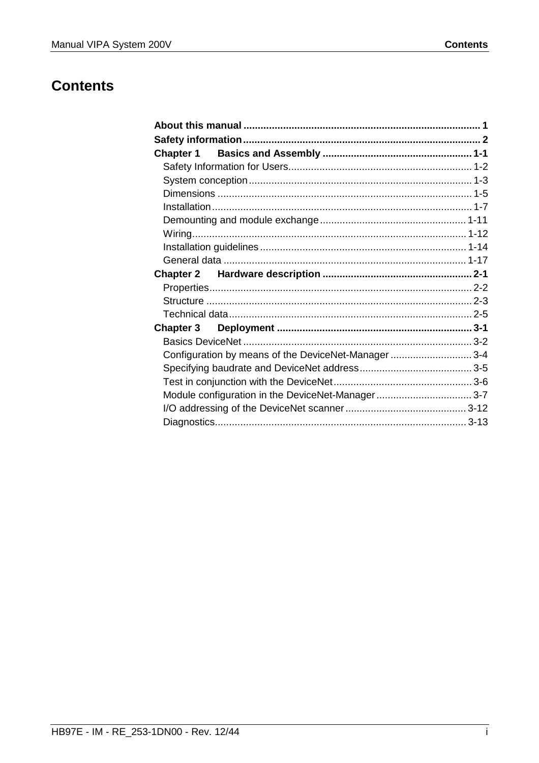# Contents

**About this manual** ................................................................................... **1**
**Safety information**................................................................................... **2**
**Chapter 1 Basics and Assembly** ..................................................... **1-1**
- Safety Information for Users................................................................. 1-2
- System conception.............................................................................. 1-3
- Dimensions ......................................................................................... 1-5
- Installation........................................................................................... 1-7
- Demounting and module exchange................................................... 1-11
- Wiring................................................................................................ 1-12
- Installation guidelines........................................................................ 1-14
- General data ..................................................................................... 1-17

**Chapter 2 Hardware description** ..................................................... **2-1**
- Properties............................................................................................ 2-2
- Structure ............................................................................................. 2-3
- Technical data..................................................................................... 2-5

**Chapter 3 Deployment** ..................................................................... **3-1**
- Basics DeviceNet ................................................................................ 3-2
- Configuration by means of the DeviceNet-Manager ............................ 3-4
- Specifying baudrate and DeviceNet address....................................... 3-5
- Test in conjunction with the DeviceNet................................................. 3-6
- Module configuration in the DeviceNet-Manager.................................. 3-7
- I/O addressing of the DeviceNet scanner .......................................... 3-12
- Diagnostics........................................................................................ 3-13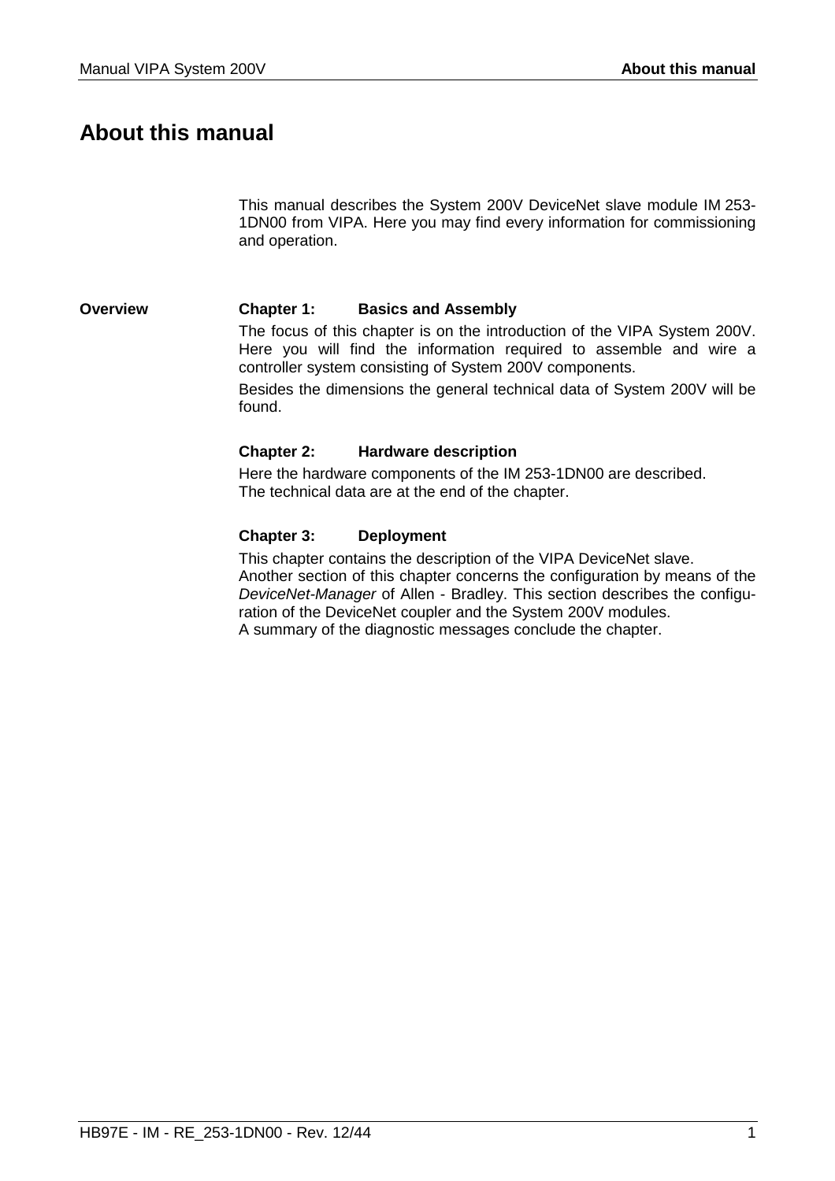# About this manual

This manual describes the System 200V DeviceNet slave module IM 253-1DN00 from VIPA. Here you may find every information for commissioning and operation.

**Overview**

**Chapter 1: Basics and Assembly**

The focus of this chapter is on the introduction of the VIPA System 200V. Here you will find the information required to assemble and wire a controller system consisting of System 200V components.

Besides the dimensions the general technical data of System 200V will be found.

**Chapter 2: Hardware description**

Here the hardware components of the IM 253-1DN00 are described.
The technical data are at the end of the chapter.

**Chapter 3: Deployment**

This chapter contains the description of the VIPA DeviceNet slave.
Another section of this chapter concerns the configuration by means of the *DeviceNet-Manager* of Allen - Bradley. This section describes the configuration of the DeviceNet coupler and the System 200V modules.
A summary of the diagnostic messages conclude the chapter.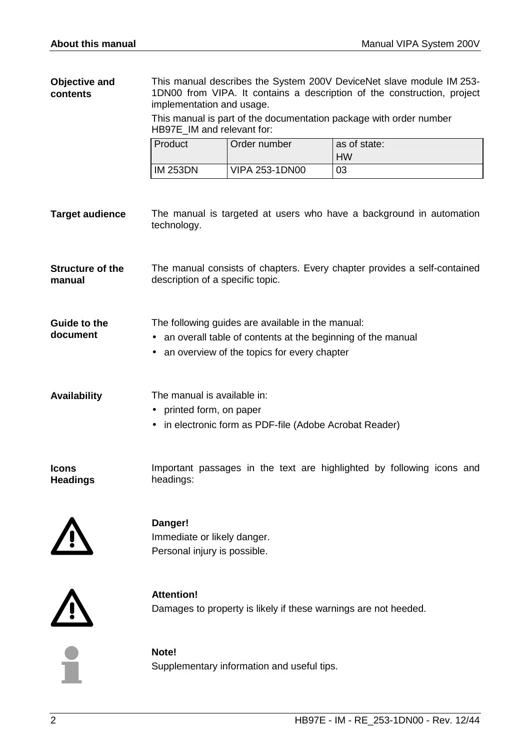**Objective and contents**

This manual describes the System 200V DeviceNet slave module IM 253-1DN00 from VIPA. It contains a description of the construction, project implementation and usage.

This manual is part of the documentation package with order number HB97E_IM and relevant for:

| Product | Order number | as of state: HW |
|---|---|---|
| IM 253DN | VIPA 253-1DN00 | 03 |

**Target audience**

The manual is targeted at users who have a background in automation technology.

**Structure of the manual**

The manual consists of chapters. Every chapter provides a self-contained description of a specific topic.

**Guide to the document**

The following guides are available in the manual:

- an overall table of contents at the beginning of the manual
- an overview of the topics for every chapter

**Availability**

The manual is available in:

- printed form, on paper
- in electronic form as PDF-file (Adobe Acrobat Reader)

**Icons Headings**

Important passages in the text are highlighted by following icons and headings:

**Danger!**
Immediate or likely danger.
Personal injury is possible.

**Attention!**
Damages to property is likely if these warnings are not heeded.

**Note!**
Supplementary information and useful tips.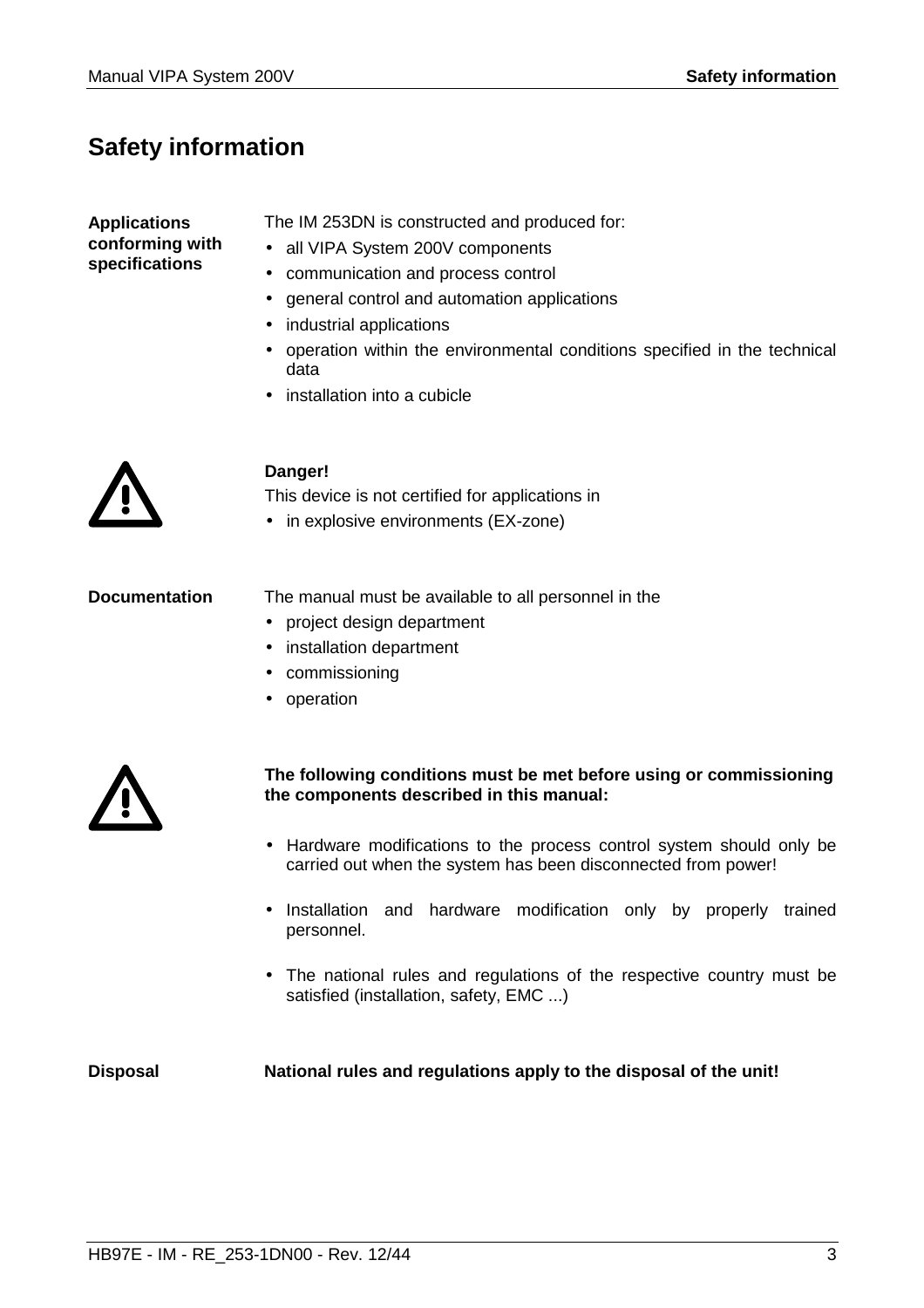# Safety information

**Applications conforming with specifications**

The IM 253DN is constructed and produced for:

- all VIPA System 200V components
- communication and process control
- general control and automation applications
- industrial applications
- operation within the environmental conditions specified in the technical data
- installation into a cubicle

**Danger!**

This device is not certified for applications in

- in explosive environments (EX-zone)

**Documentation**

The manual must be available to all personnel in the

- project design department
- installation department
- commissioning
- operation

**The following conditions must be met before using or commissioning the components described in this manual:**

- Hardware modifications to the process control system should only be carried out when the system has been disconnected from power!
- Installation and hardware modification only by properly trained personnel.
- The national rules and regulations of the respective country must be satisfied (installation, safety, EMC ...)

**Disposal**

**National rules and regulations apply to the disposal of the unit!**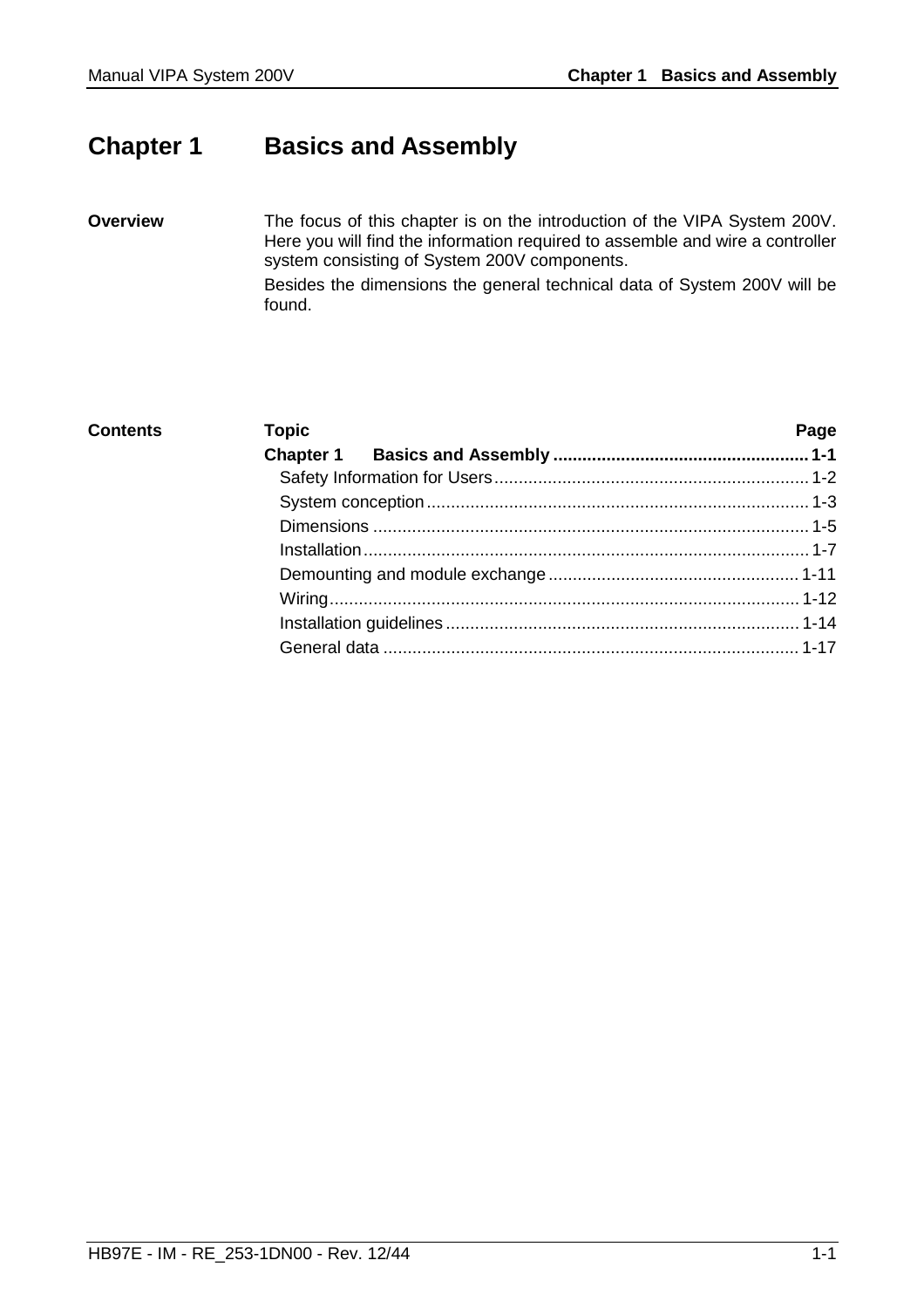# Chapter 1 Basics and Assembly

**Overview**

The focus of this chapter is on the introduction of the VIPA System 200V. Here you will find the information required to assemble and wire a controller system consisting of System 200V components.

Besides the dimensions the general technical data of System 200V will be found.

**Contents**

| Topic | Page |
|---|---|
| **Chapter 1 Basics and Assembly** | **1-1** |
| Safety Information for Users | 1-2 |
| System conception | 1-3 |
| Dimensions | 1-5 |
| Installation | 1-7 |
| Demounting and module exchange | 1-11 |
| Wiring | 1-12 |
| Installation guidelines | 1-14 |
| General data | 1-17 |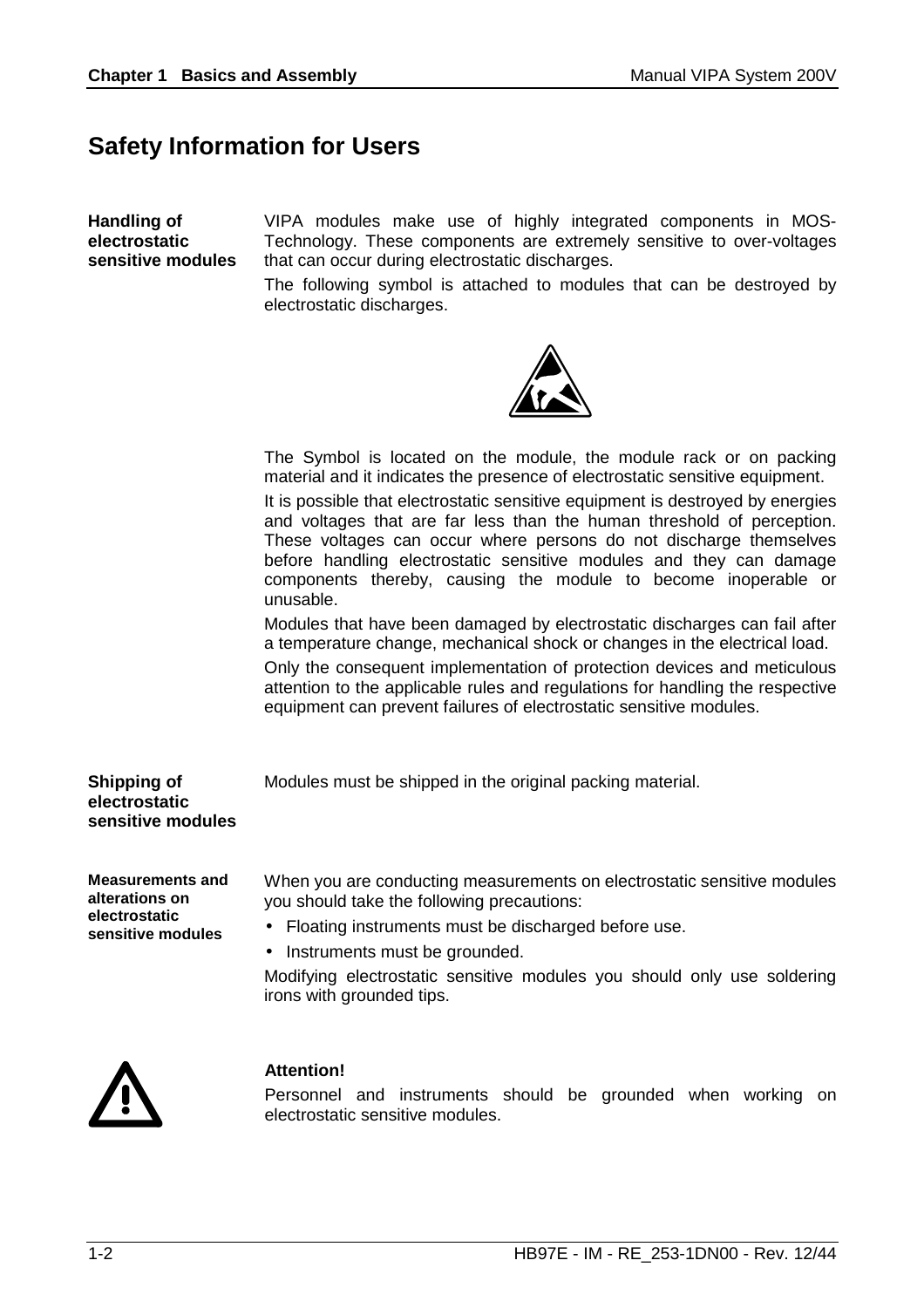## Safety Information for Users

**Handling of electrostatic sensitive modules**

VIPA modules make use of highly integrated components in MOS-Technology. These components are extremely sensitive to over-voltages that can occur during electrostatic discharges.

The following symbol is attached to modules that can be destroyed by electrostatic discharges.

The Symbol is located on the module, the module rack or on packing material and it indicates the presence of electrostatic sensitive equipment.

It is possible that electrostatic sensitive equipment is destroyed by energies and voltages that are far less than the human threshold of perception. These voltages can occur where persons do not discharge themselves before handling electrostatic sensitive modules and they can damage components thereby, causing the module to become inoperable or unusable.

Modules that have been damaged by electrostatic discharges can fail after a temperature change, mechanical shock or changes in the electrical load.

Only the consequent implementation of protection devices and meticulous attention to the applicable rules and regulations for handling the respective equipment can prevent failures of electrostatic sensitive modules.

**Shipping of electrostatic sensitive modules**

Modules must be shipped in the original packing material.

**Measurements and alterations on electrostatic sensitive modules**

When you are conducting measurements on electrostatic sensitive modules you should take the following precautions:

- Floating instruments must be discharged before use.
- Instruments must be grounded.

Modifying electrostatic sensitive modules you should only use soldering irons with grounded tips.

**Attention!**

Personnel and instruments should be grounded when working on electrostatic sensitive modules.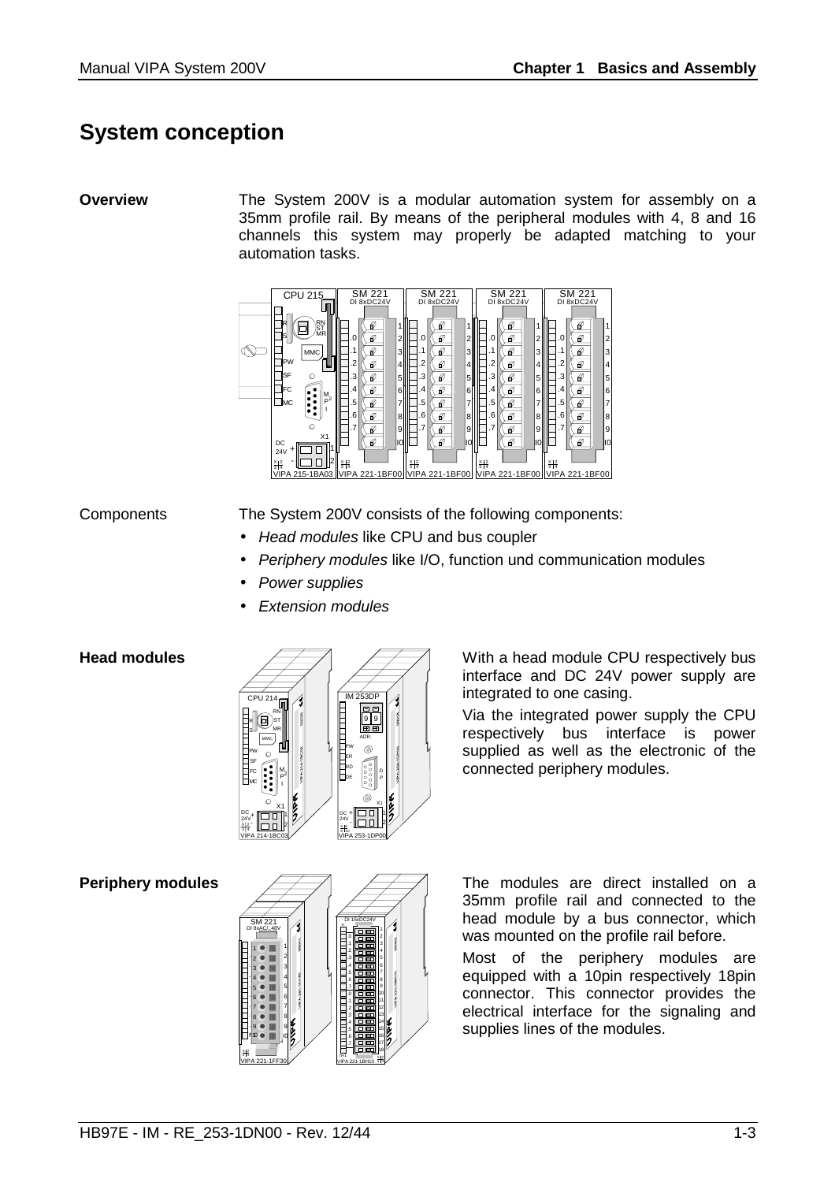# System conception

**Overview**

The System 200V is a modular automation system for assembly on a 35mm profile rail. By means of the peripheral modules with 4, 8 and 16 channels this system may properly be adapted matching to your automation tasks.

Components

The System 200V consists of the following components:

- *Head modules* like CPU and bus coupler
- *Periphery modules* like I/O, function und communication modules
- *Power supplies*
- *Extension modules*

**Head modules**

With a head module CPU respectively bus interface and DC 24V power supply are integrated to one casing.

Via the integrated power supply the CPU respectively bus interface is power supplied as well as the electronic of the connected periphery modules.

**Periphery modules**

The modules are direct installed on a 35mm profile rail and connected to the head module by a bus connector, which was mounted on the profile rail before.

Most of the periphery modules are equipped with a 10pin respectively 18pin connector. This connector provides the electrical interface for the signaling and supplies lines of the modules.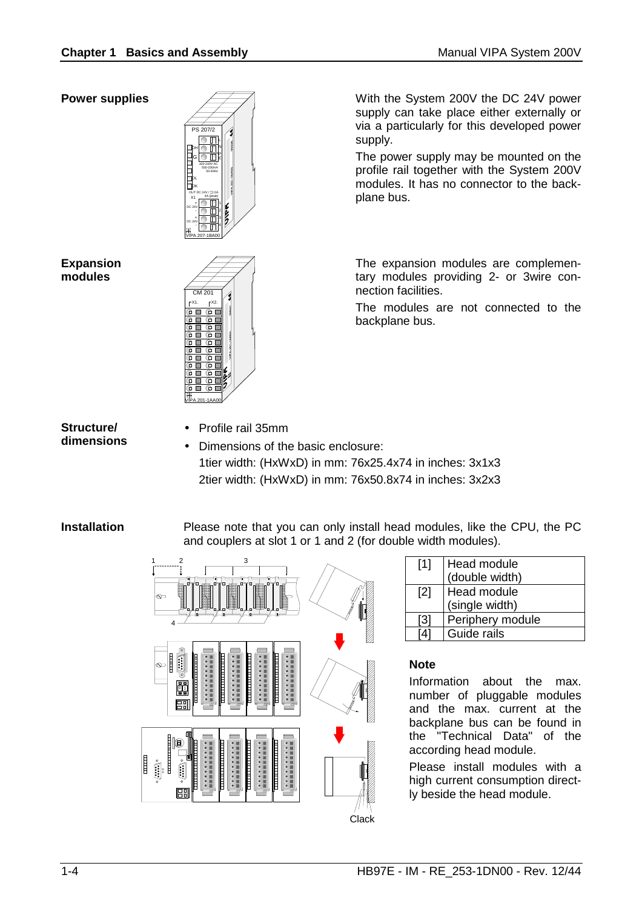**Power supplies**

With the System 200V the DC 24V power supply can take place either externally or via a particularly for this developed power supply.

The power supply may be mounted on the profile rail together with the System 200V modules. It has no connector to the backplane bus.

**Expansion modules**

The expansion modules are complementary modules providing 2- or 3wire connection facilities.

The modules are not connected to the backplane bus.

**Structure/ dimensions**

- Profile rail 35mm
- Dimensions of the basic enclosure:
  1tier width: (HxWxD) in mm: 76x25.4x74 in inches: 3x1x3
  2tier width: (HxWxD) in mm: 76x50.8x74 in inches: 3x2x3

**Installation**

Please note that you can only install head modules, like the CPU, the PC and couplers at slot 1 or 2 (for double width modules).

| | |
|---|---|
| [1] | Head module (double width) |
| [2] | Head module (single width) |
| [3] | Periphery module |
| [4] | Guide rails |

**Note**

Information about the max. number of pluggable modules and the max. current at the backplane bus can be found in the "Technical Data" of the according head module.

Please install modules with a high current consumption directly beside the head module.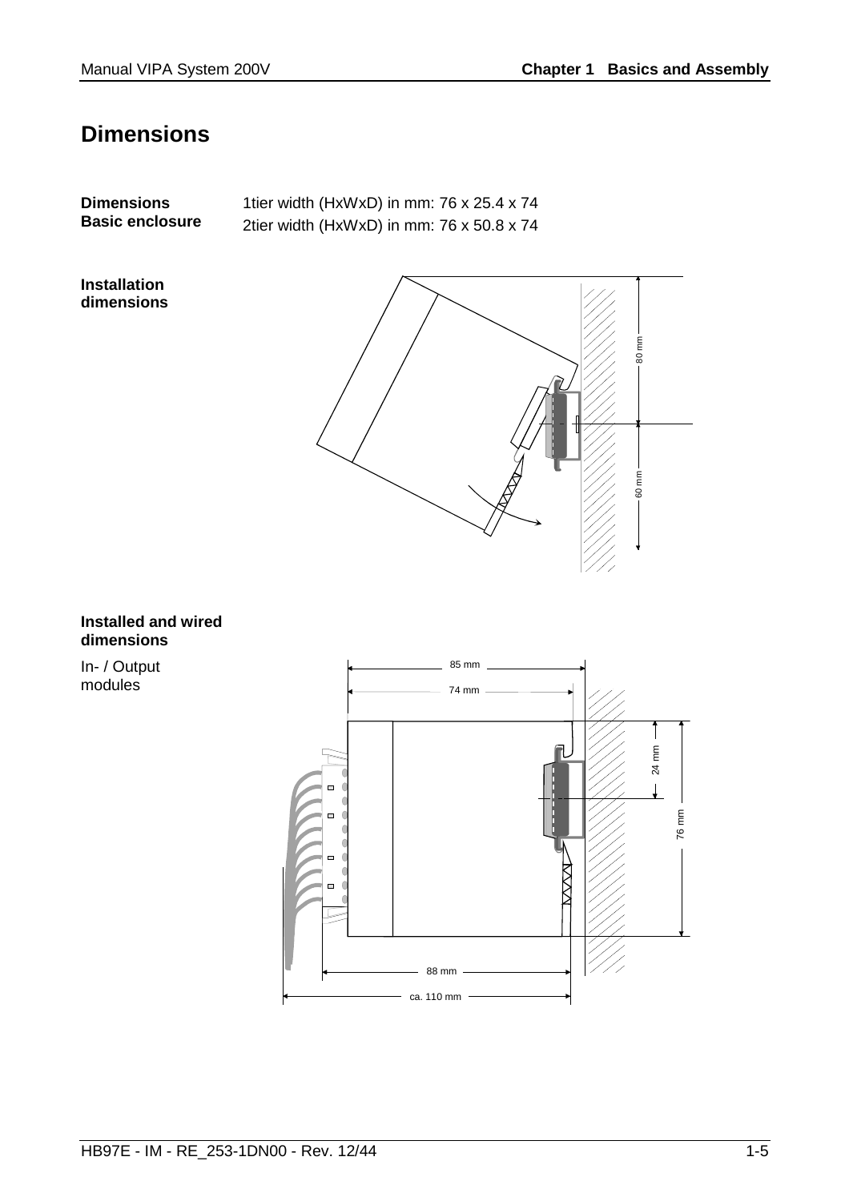# Dimensions

**Dimensions Basic enclosure**

1tier width (HxWxD) in mm: 76 x 25.4 x 74
2tier width (HxWxD) in mm: 76 x 50.8 x 74

**Installation dimensions**

**Installed and wired dimensions**

In- / Output modules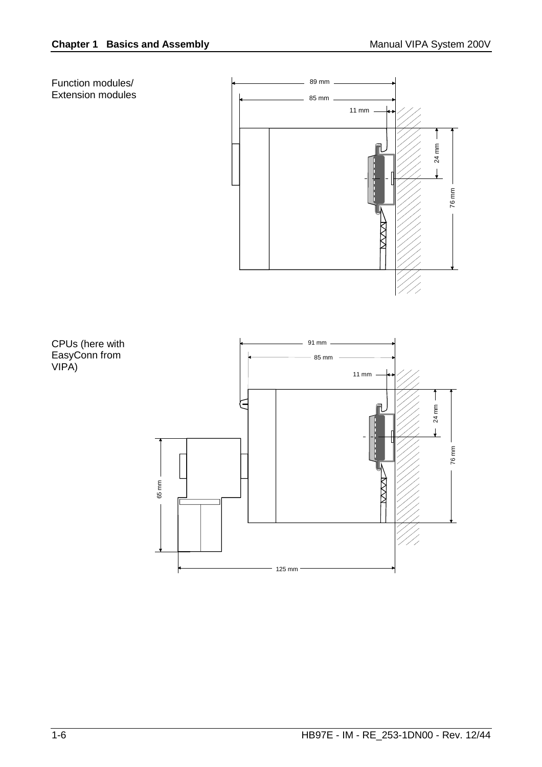Function modules/
Extension modules

89 mm

85 mm

11 mm

24 mm

76 mm

CPUs (here with EasyConn from VIPA)

91 mm

85 mm

11 mm

24 mm

76 mm

65 mm

125 mm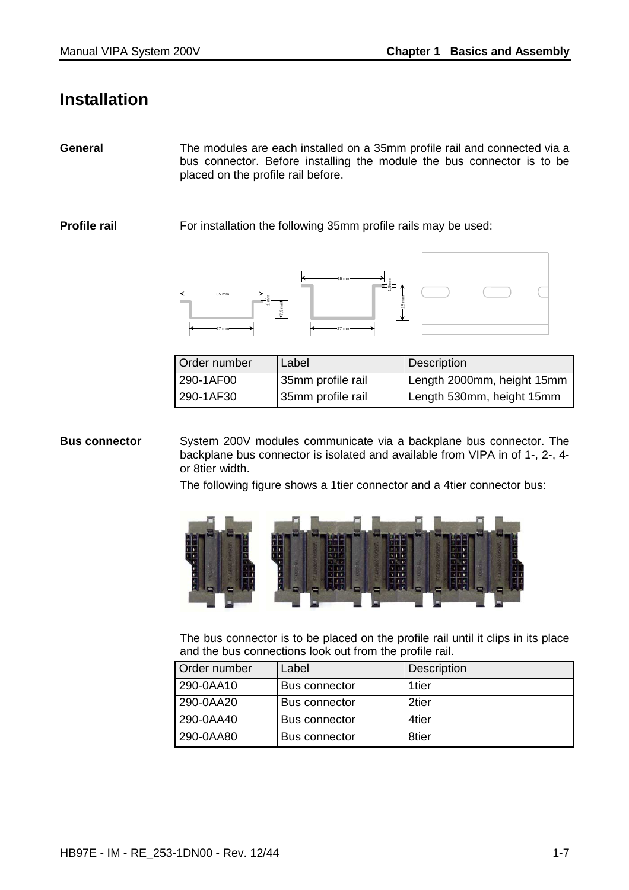# Installation

**General**

The modules are each installed on a 35mm profile rail and connected via a bus connector. Before installing the module the bus connector is to be placed on the profile rail before.

**Profile rail**

For installation the following 35mm profile rails may be used:

| Order number | Label | Description |
|---|---|---|
| 290-1AF00 | 35mm profile rail | Length 2000mm, height 15mm |
| 290-1AF30 | 35mm profile rail | Length 530mm, height 15mm |

**Bus connector**

System 200V modules communicate via a backplane bus connector. The backplane bus connector is isolated and available from VIPA in of 1-, 2-, 4- or 8tier width.

The following figure shows a 1tier connector and a 4tier connector bus:

The bus connector is to be placed on the profile rail until it clips in its place and the bus connections look out from the profile rail.

| Order number | Label | Description |
|---|---|---|
| 290-0AA10 | Bus connector | 1tier |
| 290-0AA20 | Bus connector | 2tier |
| 290-0AA40 | Bus connector | 4tier |
| 290-0AA80 | Bus connector | 8tier |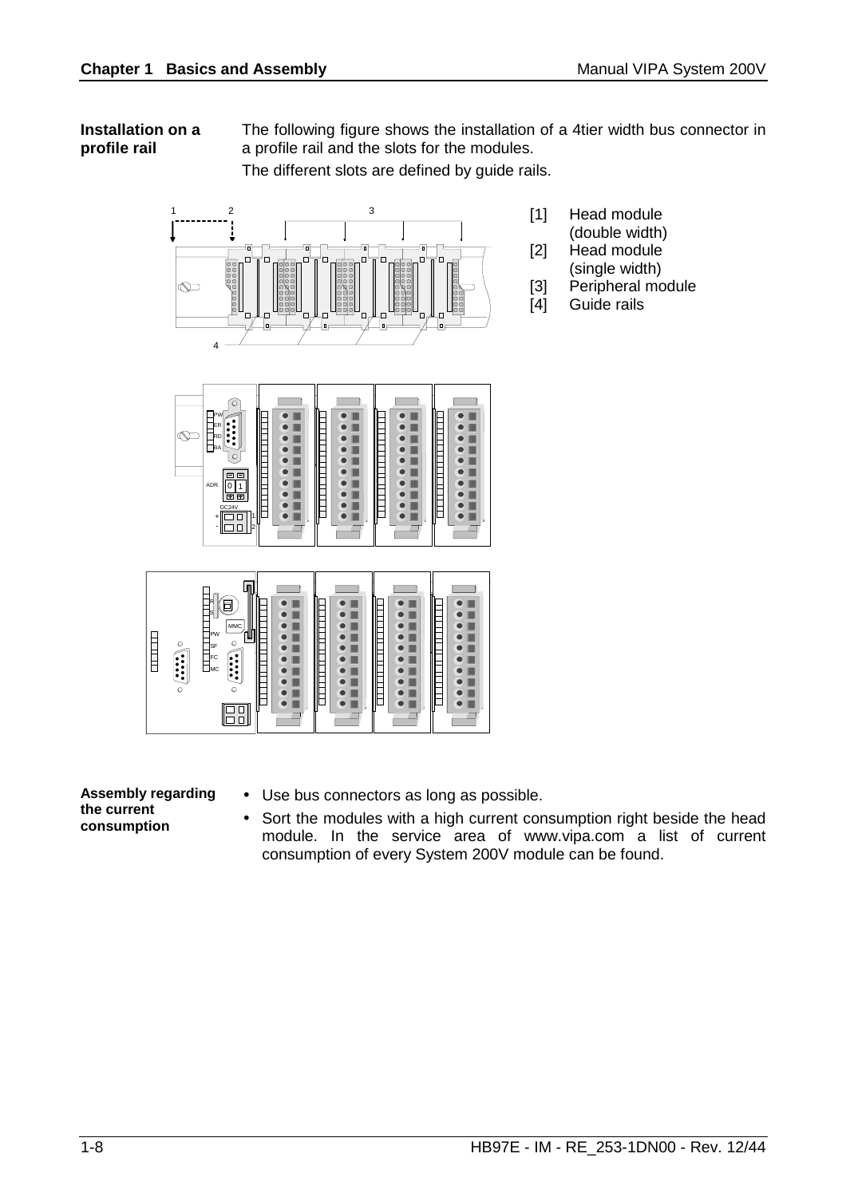**Installation on a profile rail**

The following figure shows the installation of a 4tier width bus connector in a profile rail and the slots for the modules.

The different slots are defined by guide rails.

[1] Head module (double width)
[2] Head module (single width)
[3] Peripheral module
[4] Guide rails

**Assembly regarding the current consumption**

- Use bus connectors as long as possible.
- Sort the modules with a high current consumption right beside the head module. In the service area of www.vipa.com a list of current consumption of every System 200V module can be found.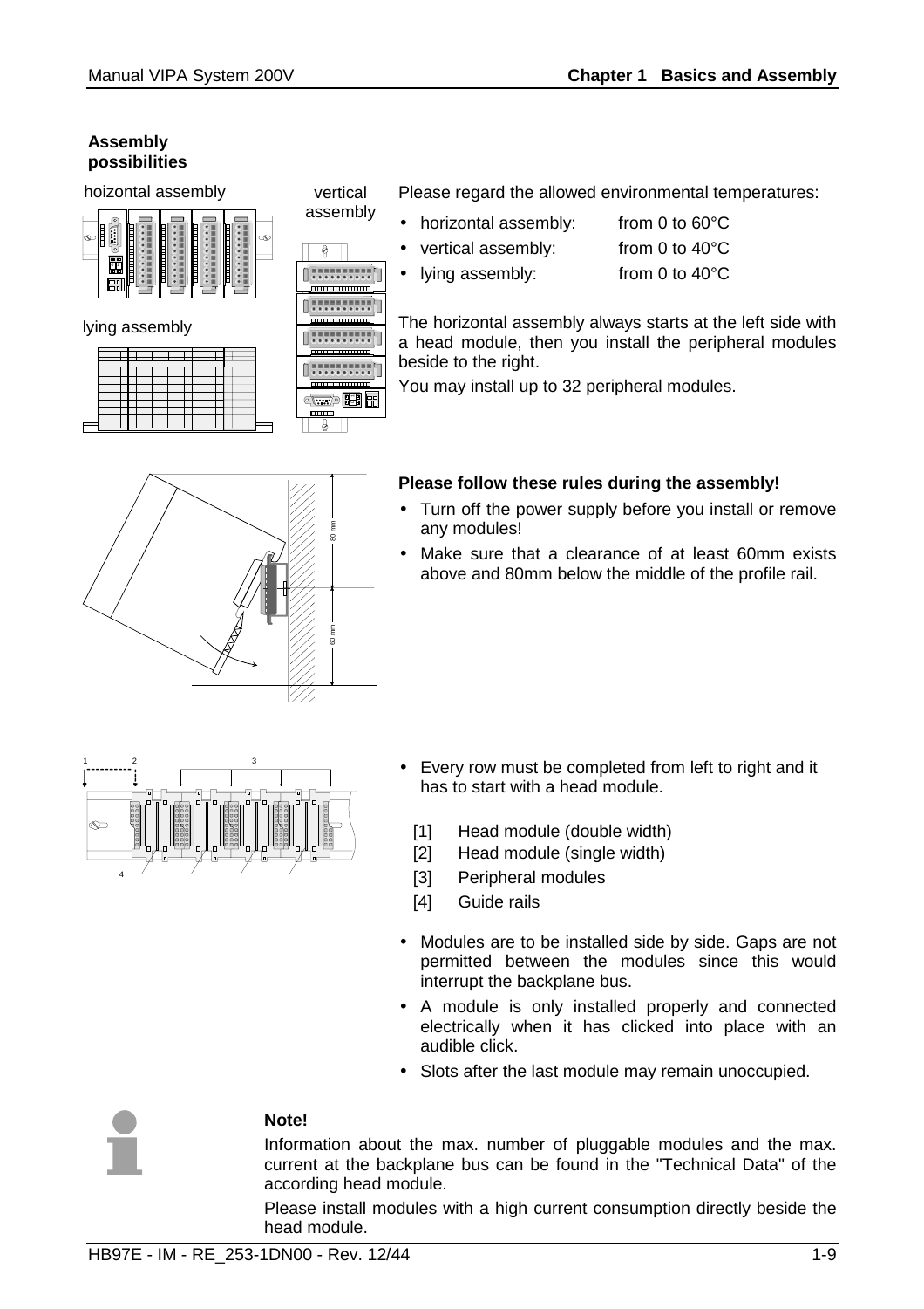**Assembly possibilities**

hoizontal assembly

vertical assembly

lying assembly

Please regard the allowed environmental temperatures:

- horizontal assembly: from 0 to 60°C
- vertical assembly: from 0 to 40°C
- lying assembly: from 0 to 40°C

The horizontal assembly always starts at the left side with a head module, then you install the peripheral modules beside to the right.

You may install up to 32 peripheral modules.

**Please follow these rules during the assembly!**

- Turn off the power supply before you install or remove any modules!
- Make sure that a clearance of at least 60mm exists above and 80mm below the middle of the profile rail.

- Every row must be completed from left to right and it has to start with a head module.

  [1] Head module (double width)
  [2] Head module (single width)
  [3] Peripheral modules
  [4] Guide rails

- Modules are to be installed side by side. Gaps are not permitted between the modules since this would interrupt the backplane bus.
- A module is only installed properly and connected electrically when it has clicked into place with an audible click.
- Slots after the last module may remain unoccupied.

**Note!**

Information about the max. number of pluggable modules and the max. current at the backplane bus can be found in the "Technical Data" of the according head module.

Please install modules with a high current consumption directly beside the head module.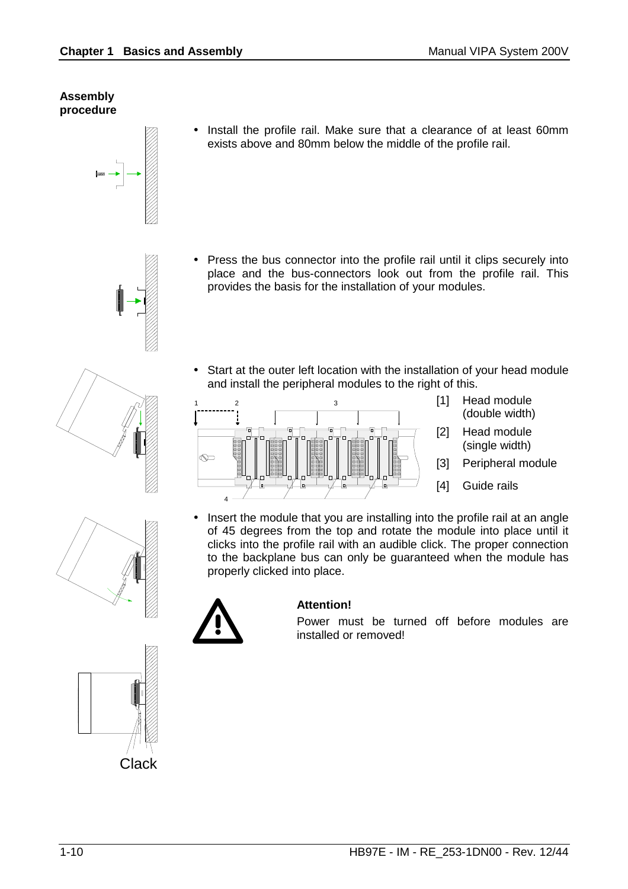**Assembly procedure**

- Install the profile rail. Make sure that a clearance of at least 60mm exists above and 80mm below the middle of the profile rail.

- Press the bus connector into the profile rail until it clips securely into place and the bus-connectors look out from the profile rail. This provides the basis for the installation of your modules.

- Start at the outer left location with the installation of your head module and install the peripheral modules to the right of this.

[1] Head module (double width)

[2] Head module (single width)

[3] Peripheral module

[4] Guide rails

- Insert the module that you are installing into the profile rail at an angle of 45 degrees from the top and rotate the module into place until it clicks into the profile rail with an audible click. The proper connection to the backplane bus can only be guaranteed when the module has properly clicked into place.

**Attention!**

Power must be turned off before modules are installed or removed!

Clack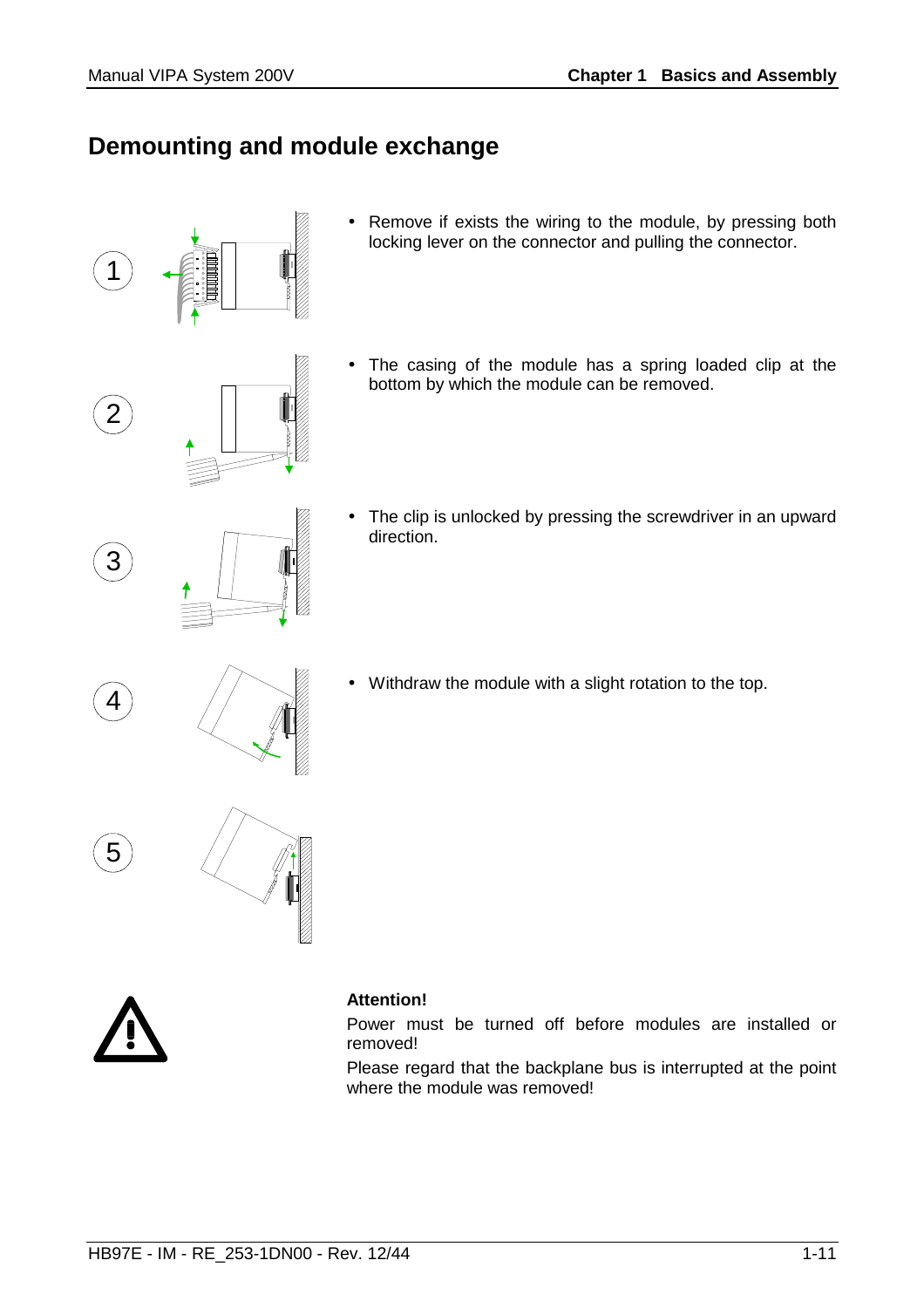# Demounting and module exchange

1

- Remove if exists the wiring to the module, by pressing both locking lever on the connector and pulling the connector.

2

- The casing of the module has a spring loaded clip at the bottom by which the module can be removed.

3

- The clip is unlocked by pressing the screwdriver in an upward direction.

4

- Withdraw the module with a slight rotation to the top.

5

**Attention!**

Power must be turned off before modules are installed or removed!

Please regard that the backplane bus is interrupted at the point where the module was removed!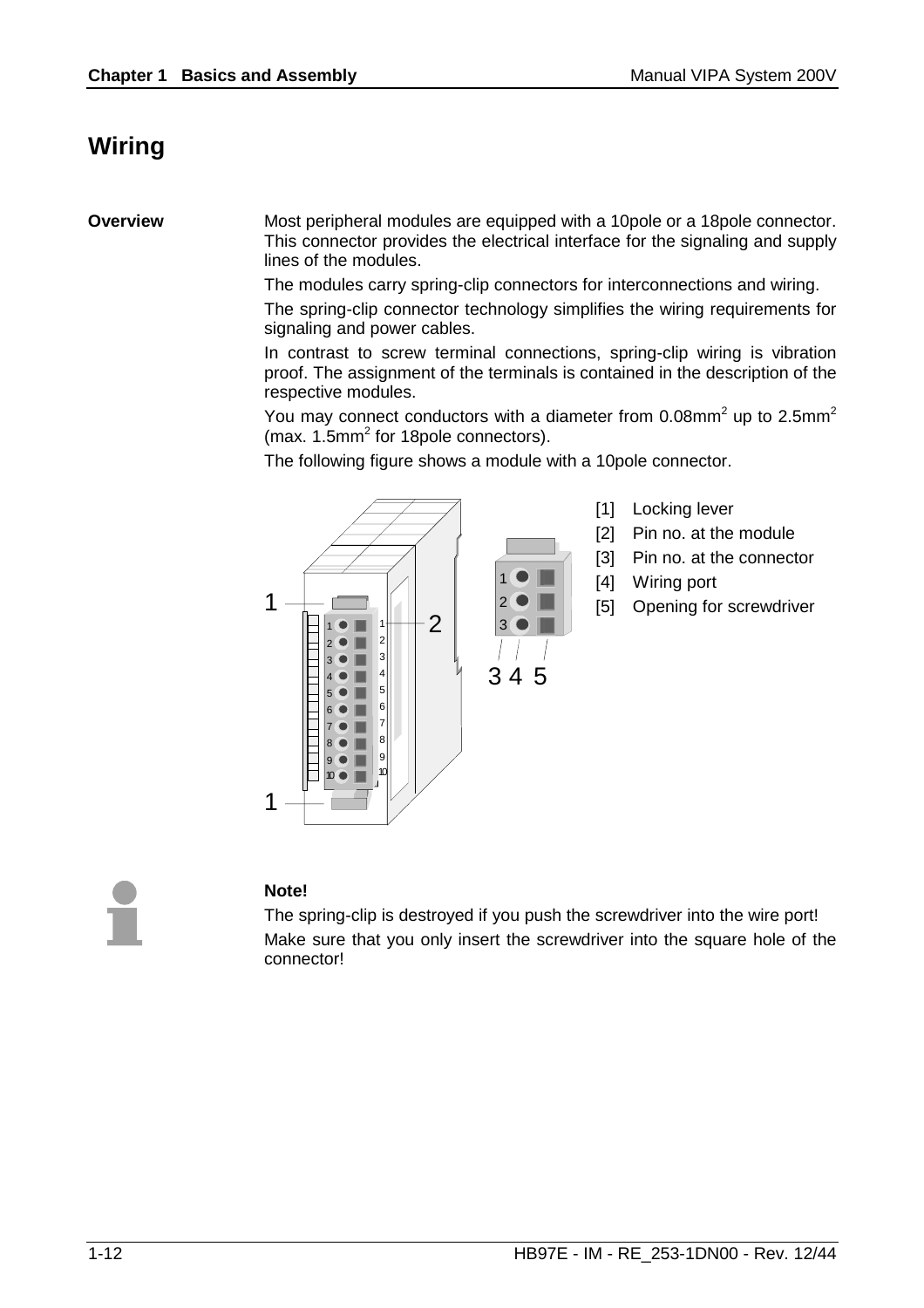# Wiring

**Overview**

Most peripheral modules are equipped with a 10pole or a 18pole connector. This connector provides the electrical interface for the signaling and supply lines of the modules.

The modules carry spring-clip connectors for interconnections and wiring.

The spring-clip connector technology simplifies the wiring requirements for signaling and power cables.

In contrast to screw terminal connections, spring-clip wiring is vibration proof. The assignment of the terminals is contained in the description of the respective modules.

You may connect conductors with a diameter from 0.08mm$^2$ up to 2.5mm$^2$ (max. 1.5mm$^2$ for 18pole connectors).

The following figure shows a module with a 10pole connector.

[1] Locking lever
[2] Pin no. at the module
[3] Pin no. at the connector
[4] Wiring port
[5] Opening for screwdriver

**Note!**

The spring-clip is destroyed if you push the screwdriver into the wire port!

Make sure that you only insert the screwdriver into the square hole of the connector!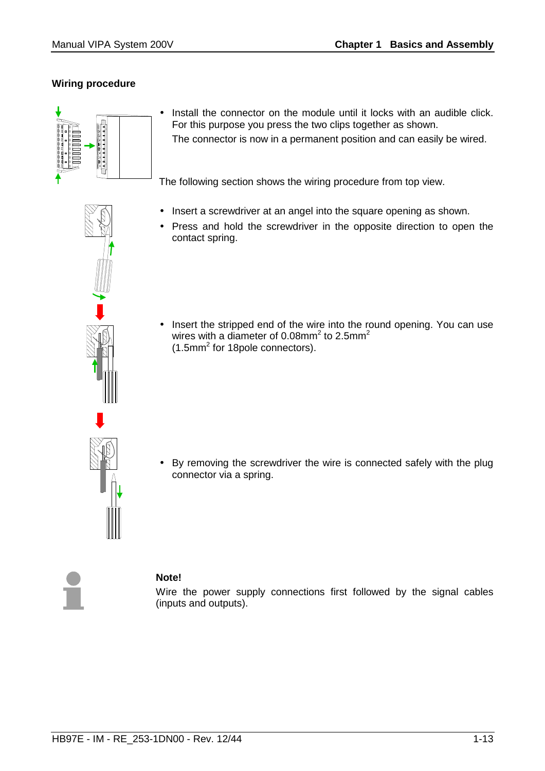## Wiring procedure

- Install the connector on the module until it locks with an audible click. For this purpose you press the two clips together as shown.
  The connector is now in a permanent position and can easily be wired.

The following section shows the wiring procedure from top view.

- Insert a screwdriver at an angel into the square opening as shown.
- Press and hold the screwdriver in the opposite direction to open the contact spring.

- Insert the stripped end of the wire into the round opening. You can use wires with a diameter of $0.08mm^2$ to $2.5mm^2$ ($1.5mm^2$ for 18pole connectors).

- By removing the screwdriver the wire is connected safely with the plug connector via a spring.

**Note!**
Wire the power supply connections first followed by the signal cables (inputs and outputs).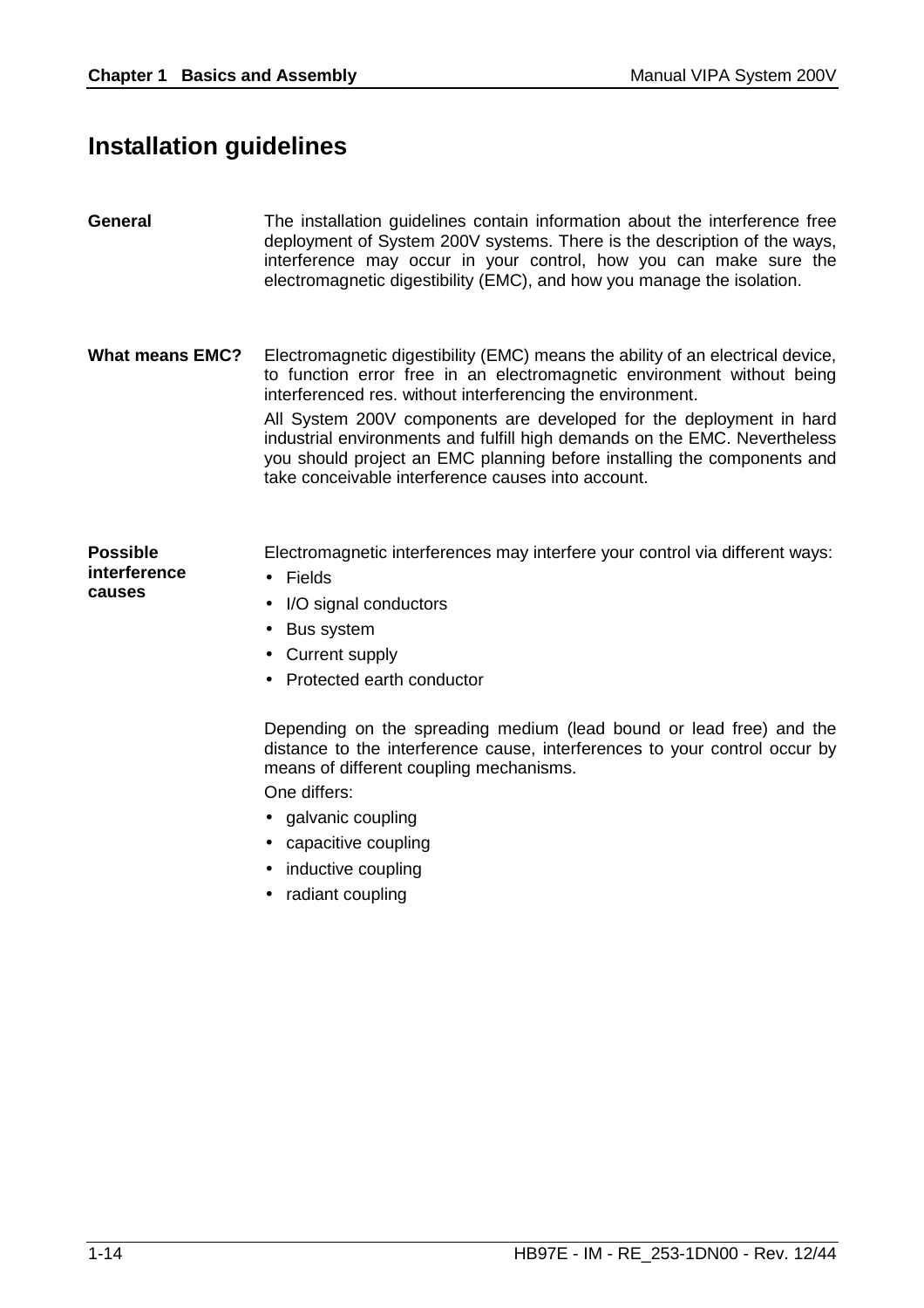# Installation guidelines

**General**

The installation guidelines contain information about the interference free deployment of System 200V systems. There is the description of the ways, interference may occur in your control, how you can make sure the electromagnetic digestibility (EMC), and how you manage the isolation.

**What means EMC?**

Electromagnetic digestibility (EMC) means the ability of an electrical device, to function error free in an electromagnetic environment without being interferenced res. without interferencing the environment.

All System 200V components are developed for the deployment in hard industrial environments and fulfill high demands on the EMC. Nevertheless you should project an EMC planning before installing the components and take conceivable interference causes into account.

**Possible interference causes**

Electromagnetic interferences may interfere your control via different ways:

- Fields
- I/O signal conductors
- Bus system
- Current supply
- Protected earth conductor

Depending on the spreading medium (lead bound or lead free) and the distance to the interference cause, interferences to your control occur by means of different coupling mechanisms.

One differs:

- galvanic coupling
- capacitive coupling
- inductive coupling
- radiant coupling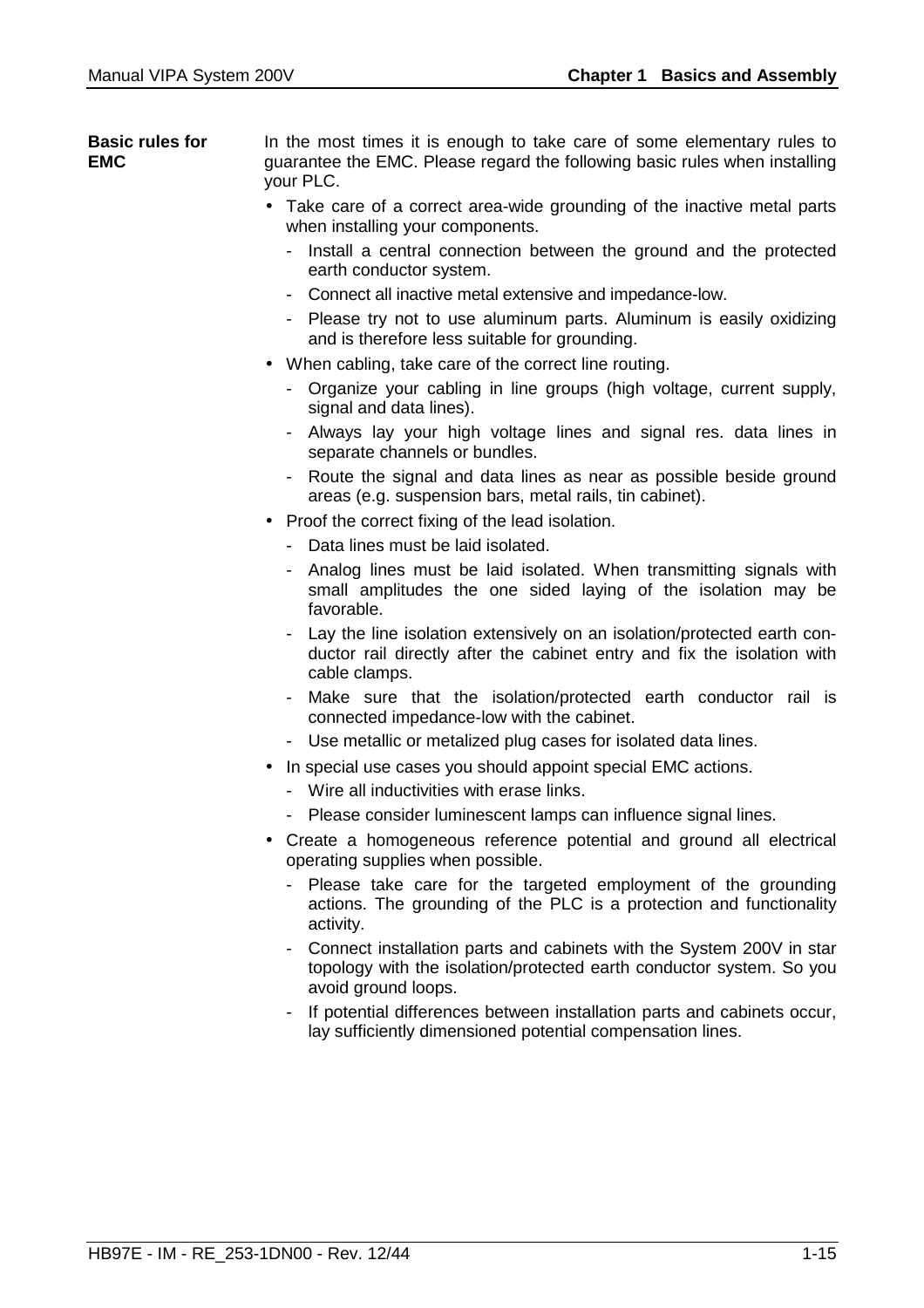**Basic rules for EMC**

In the most times it is enough to take care of some elementary rules to guarantee the EMC. Please regard the following basic rules when installing your PLC.

- Take care of a correct area-wide grounding of the inactive metal parts when installing your components.
  - Install a central connection between the ground and the protected earth conductor system.
  - Connect all inactive metal extensive and impedance-low.
  - Please try not to use aluminum parts. Aluminum is easily oxidizing and is therefore less suitable for grounding.
- When cabling, take care of the correct line routing.
  - Organize your cabling in line groups (high voltage, current supply, signal and data lines).
  - Always lay your high voltage lines and signal res. data lines in separate channels or bundles.
  - Route the signal and data lines as near as possible beside ground areas (e.g. suspension bars, metal rails, tin cabinet).
- Proof the correct fixing of the lead isolation.
  - Data lines must be laid isolated.
  - Analog lines must be laid isolated. When transmitting signals with small amplitudes the one sided laying of the isolation may be favorable.
  - Lay the line isolation extensively on an isolation/protected earth conductor rail directly after the cabinet entry and fix the isolation with cable clamps.
  - Make sure that the isolation/protected earth conductor rail is connected impedance-low with the cabinet.
  - Use metallic or metalized plug cases for isolated data lines.
- In special use cases you should appoint special EMC actions.
  - Wire all inductivities with erase links.
  - Please consider luminescent lamps can influence signal lines.
- Create a homogeneous reference potential and ground all electrical operating supplies when possible.
  - Please take care for the targeted employment of the grounding actions. The grounding of the PLC is a protection and functionality activity.
  - Connect installation parts and cabinets with the System 200V in star topology with the isolation/protected earth conductor system. So you avoid ground loops.
  - If potential differences between installation parts and cabinets occur, lay sufficiently dimensioned potential compensation lines.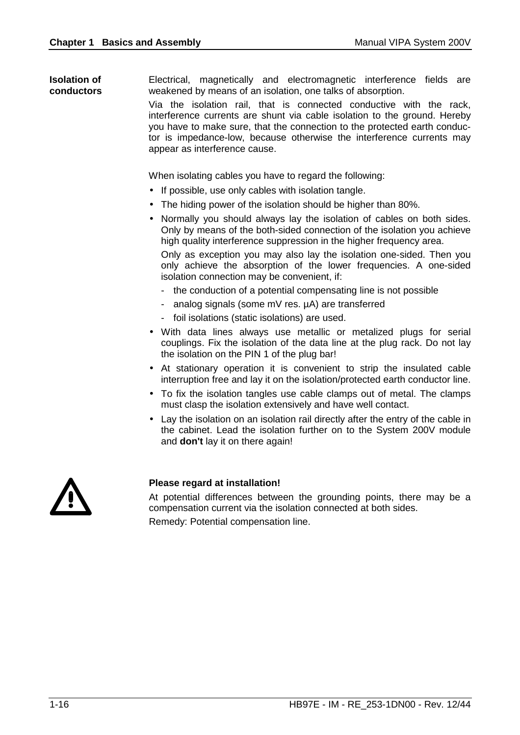## Isolation of conductors

Electrical, magnetically and electromagnetic interference fields are weakened by means of an isolation, one talks of absorption.

Via the isolation rail, that is connected conductive with the rack, interference currents are shunt via cable isolation to the ground. Hereby you have to make sure, that the connection to the protected earth conductor is impedance-low, because otherwise the interference currents may appear as interference cause.

When isolating cables you have to regard the following:

- If possible, use only cables with isolation tangle.
- The hiding power of the isolation should be higher than 80%.
- Normally you should always lay the isolation of cables on both sides. Only by means of the both-sided connection of the isolation you achieve high quality interference suppression in the higher frequency area.

  Only as exception you may also lay the isolation one-sided. Then you only achieve the absorption of the lower frequencies. A one-sided isolation connection may be convenient, if:

  - the conduction of a potential compensating line is not possible
  - analog signals (some mV res. µA) are transferred
  - foil isolations (static isolations) are used.
- With data lines always use metallic or metalized plugs for serial couplings. Fix the isolation of the data line at the plug rack. Do not lay the isolation on the PIN 1 of the plug bar!
- At stationary operation it is convenient to strip the insulated cable interruption free and lay it on the isolation/protected earth conductor line.
- To fix the isolation tangles use cable clamps out of metal. The clamps must clasp the isolation extensively and have well contact.
- Lay the isolation on an isolation rail directly after the entry of the cable in the cabinet. Lead the isolation further on to the System 200V module and **don't** lay it on there again!

**Please regard at installation!**

At potential differences between the grounding points, there may be a compensation current via the isolation connected at both sides.

Remedy: Potential compensation line.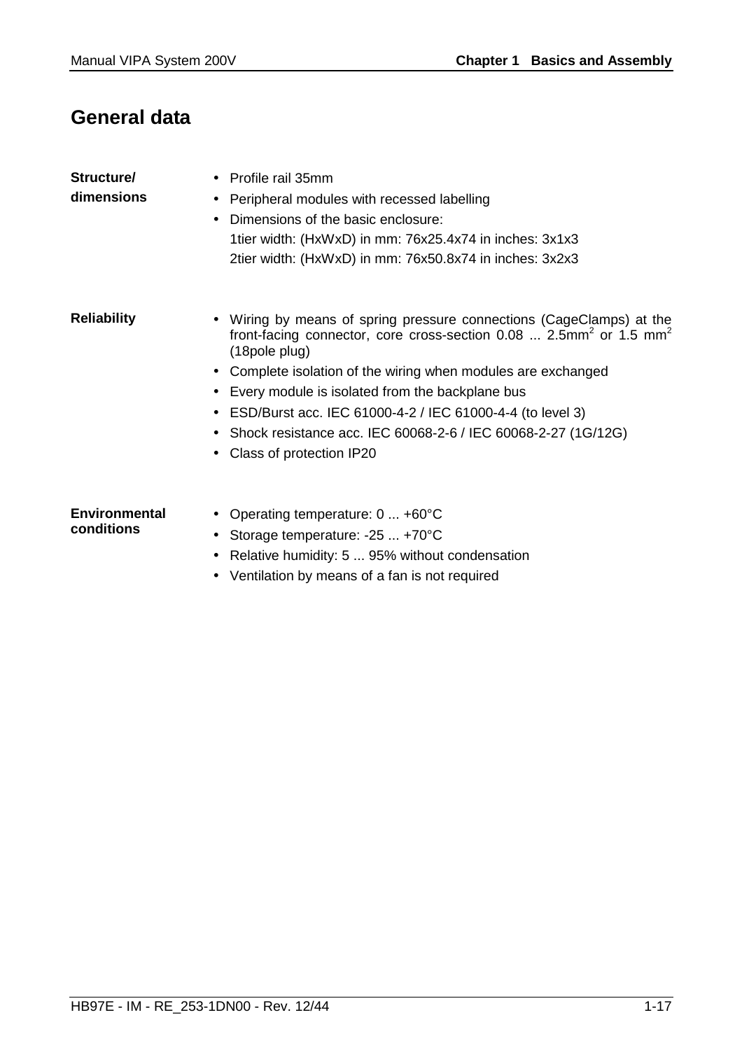## General data

**Structure/ dimensions**

- Profile rail 35mm
- Peripheral modules with recessed labelling
- Dimensions of the basic enclosure:
  1tier width: (HxWxD) in mm: 76x25.4x74 in inches: 3x1x3
  2tier width: (HxWxD) in mm: 76x50.8x74 in inches: 3x2x3

**Reliability**

- Wiring by means of spring pressure connections (CageClamps) at the front-facing connector, core cross-section 0.08 ... 2.5mm$^2$ or 1.5 mm$^2$ (18pole plug)
- Complete isolation of the wiring when modules are exchanged
- Every module is isolated from the backplane bus
- ESD/Burst acc. IEC 61000-4-2 / IEC 61000-4-4 (to level 3)
- Shock resistance acc. IEC 60068-2-6 / IEC 60068-2-27 (1G/12G)
- Class of protection IP20

**Environmental conditions**

- Operating temperature: 0 ... +60°C
- Storage temperature: -25 ... +70°C
- Relative humidity: 5 ... 95% without condensation
- Ventilation by means of a fan is not required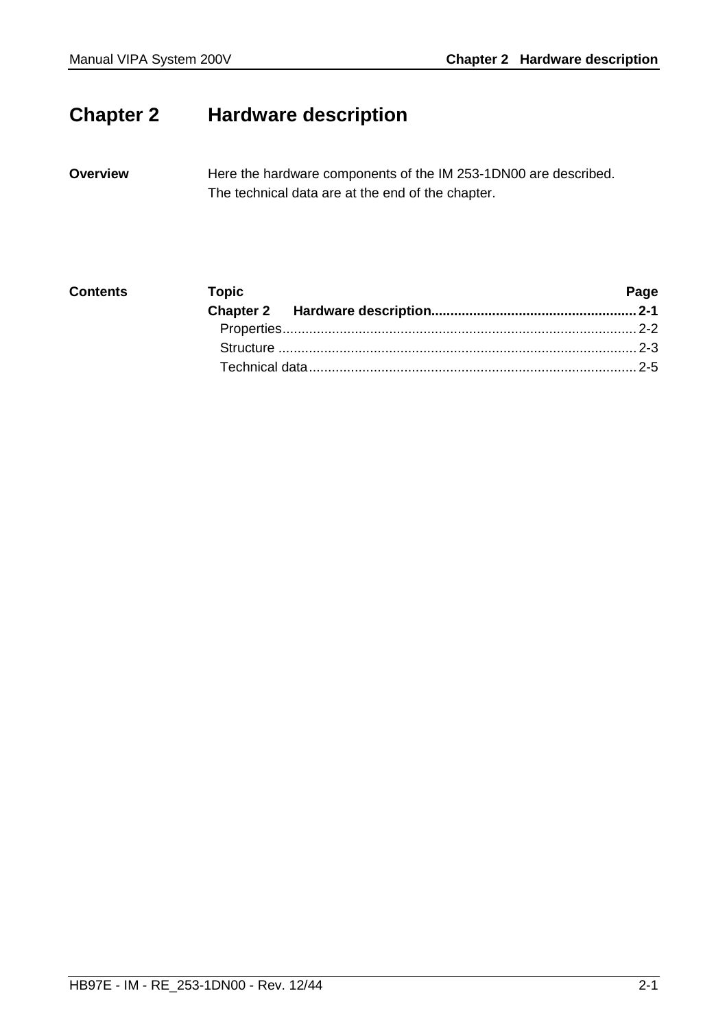# Chapter 2 Hardware description

**Overview**

Here the hardware components of the IM 253-1DN00 are described.
The technical data are at the end of the chapter.

**Contents**

| Topic | Page |
|---|---|
| **Chapter 2 Hardware description** | **2-1** |
| Properties | 2-2 |
| Structure | 2-3 |
| Technical data | 2-5 |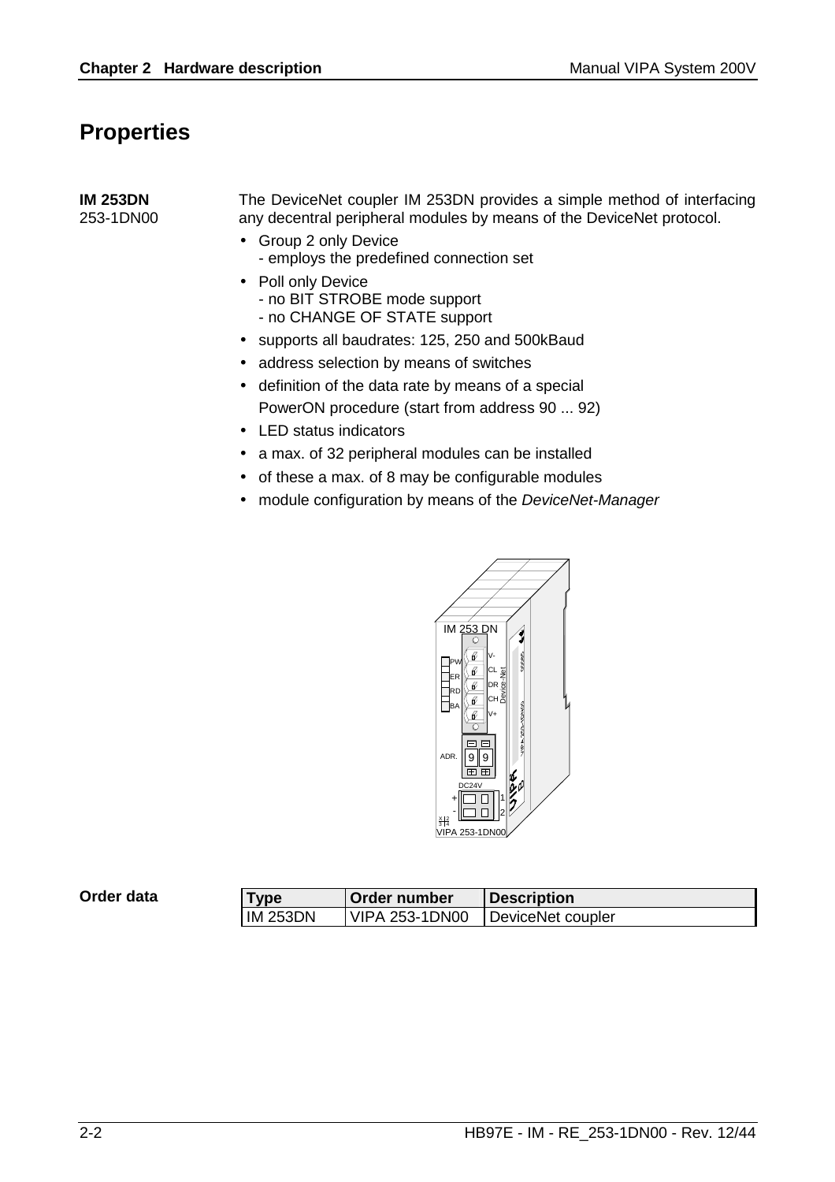# Properties

**IM 253DN**
253-1DN00

The DeviceNet coupler IM 253DN provides a simple method of interfacing any decentral peripheral modules by means of the DeviceNet protocol.

- Group 2 only Device
  - employs the predefined connection set
- Poll only Device
  - no BIT STROBE mode support
  - no CHANGE OF STATE support
- supports all baudrates: 125, 250 and 500kBaud
- address selection by means of switches
- definition of the data rate by means of a special PowerON procedure (start from address 90 ... 92)
- LED status indicators
- a max. of 32 peripheral modules can be installed
- of these a max. of 8 may be configurable modules
- module configuration by means of the *DeviceNet-Manager*

**Order data**

| Type | Order number | Description |
|---|---|---|
| IM 253DN | VIPA 253-1DN00 | DeviceNet coupler |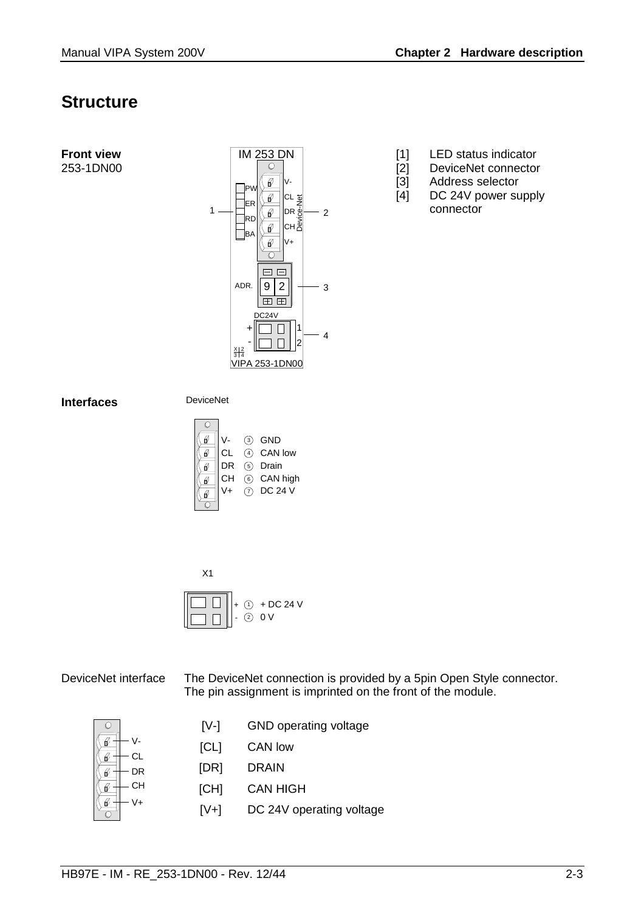# Structure

**Front view**
253-1DN00

[1] LED status indicator
[2] DeviceNet connector
[3] Address selector
[4] DC 24V power supply connector

**Interfaces**

DeviceNet

| | | |
|---|---|---|
| V- | 3 | GND |
| CL | 4 | CAN low |
| DR | 5 | Drain |
| CH | 6 | CAN high |
| V+ | 7 | DC 24 V |

X1

| | | |
|---|---|---|
| + | 1 | + DC 24 V |
| - | 2 | 0 V |

DeviceNet interface

The DeviceNet connection is provided by a 5pin Open Style connector. The pin assignment is imprinted on the front of the module.

| | |
|---|---|
| [V-] | GND operating voltage |
| [CL] | CAN low |
| [DR] | DRAIN |
| [CH] | CAN HIGH |
| [V+] | DC 24V operating voltage |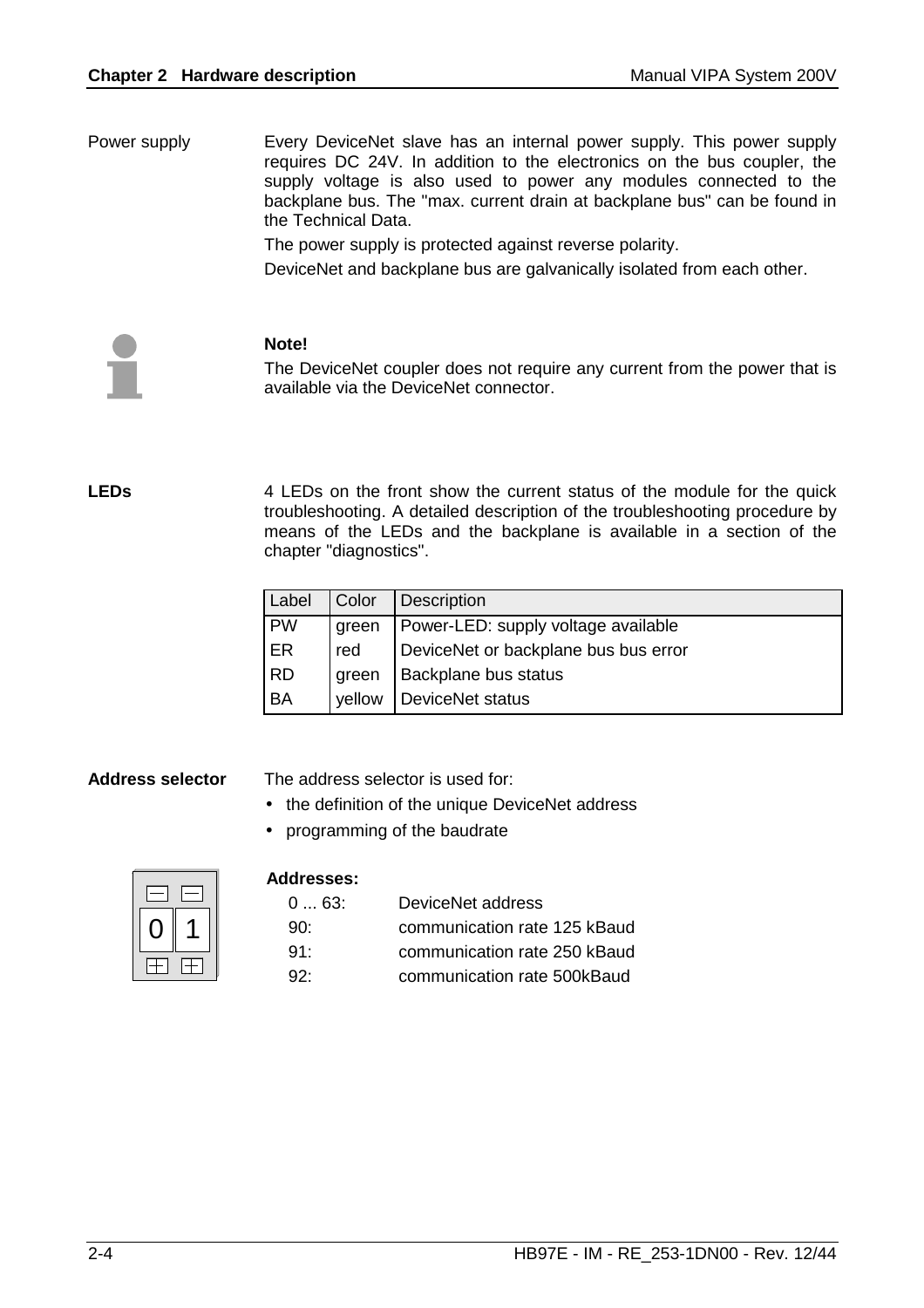## Power supply

Every DeviceNet slave has an internal power supply. This power supply requires DC 24V. In addition to the electronics on the bus coupler, the supply voltage is also used to power any modules connected to the backplane bus. The "max. current drain at backplane bus" can be found in the Technical Data.

The power supply is protected against reverse polarity.

DeviceNet and backplane bus are galvanically isolated from each other.

**Note!**

The DeviceNet coupler does not require any current from the power that is available via the DeviceNet connector.

## LEDs

4 LEDs on the front show the current status of the module for the quick troubleshooting. A detailed description of the troubleshooting procedure by means of the LEDs and the backplane is available in a section of the chapter "diagnostics".

| Label | Color | Description |
|---|---|---|
| PW | green | Power-LED: supply voltage available |
| ER | red | DeviceNet or backplane bus bus error |
| RD | green | Backplane bus status |
| BA | yellow | DeviceNet status |

## Address selector

The address selector is used for:

- the definition of the unique DeviceNet address
- programming of the baudrate

**Addresses:**

| | |
|---|---|
| 0 ... 63: | DeviceNet address |
| 90: | communication rate 125 kBaud |
| 91: | communication rate 250 kBaud |
| 92: | communication rate 500kBaud |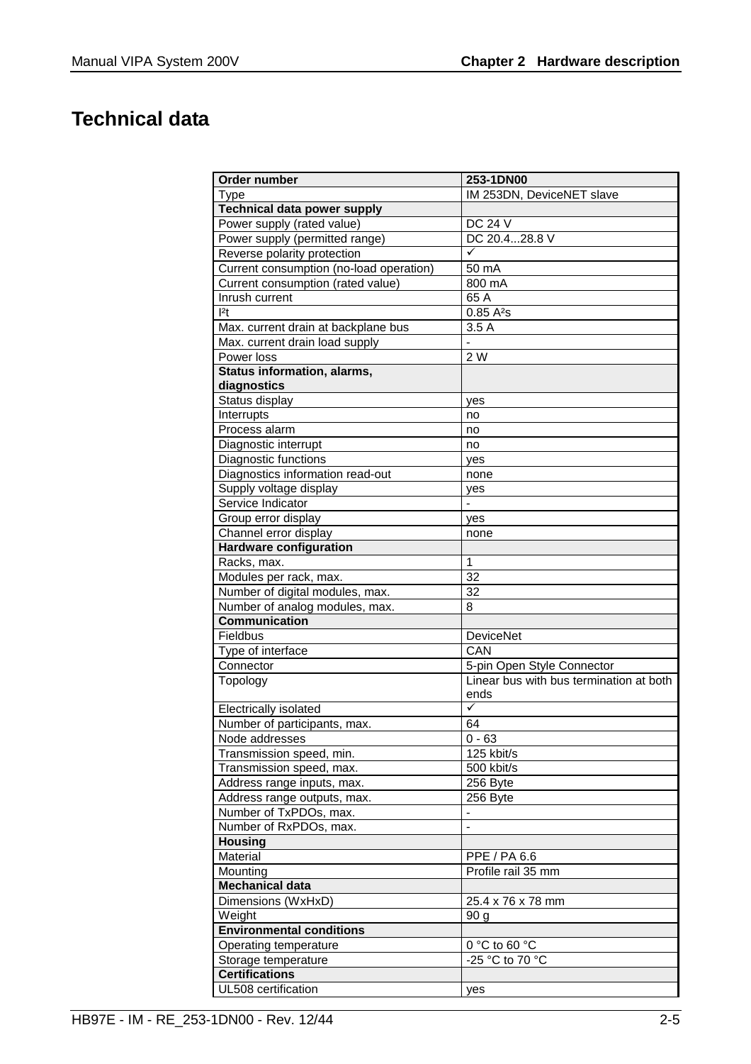# Technical data

| Order number | 253-1DN00 |
|---|---|
| Type | IM 253DN, DeviceNET slave |
| **Technical data power supply** | |
| Power supply (rated value) | DC 24 V |
| Power supply (permitted range) | DC 20.4...28.8 V |
| Reverse polarity protection | ✓ |
| Current consumption (no-load operation) | 50 mA |
| Current consumption (rated value) | 800 mA |
| Inrush current | 65 A |
| $I^2t$ | 0.85 $A^2s$ |
| Max. current drain at backplane bus | 3.5 A |
| Max. current drain load supply | - |
| Power loss | 2 W |
| **Status information, alarms, diagnostics** | |
| Status display | yes |
| Interrupts | no |
| Process alarm | no |
| Diagnostic interrupt | no |
| Diagnostic functions | yes |
| Diagnostics information read-out | none |
| Supply voltage display | yes |
| Service Indicator | - |
| Group error display | yes |
| Channel error display | none |
| **Hardware configuration** | |
| Racks, max. | 1 |
| Modules per rack, max. | 32 |
| Number of digital modules, max. | 32 |
| Number of analog modules, max. | 8 |
| **Communication** | |
| Fieldbus | DeviceNet |
| Type of interface | CAN |
| Connector | 5-pin Open Style Connector |
| Topology | Linear bus with bus termination at both ends |
| Electrically isolated | ✓ |
| Number of participants, max. | 64 |
| Node addresses | 0 - 63 |
| Transmission speed, min. | 125 kbit/s |
| Transmission speed, max. | 500 kbit/s |
| Address range inputs, max. | 256 Byte |
| Address range outputs, max. | 256 Byte |
| Number of TxPDOs, max. | - |
| Number of RxPDOs, max. | - |
| **Housing** | |
| Material | PPE / PA 6.6 |
| Mounting | Profile rail 35 mm |
| **Mechanical data** | |
| Dimensions (WxHxD) | 25.4 x 76 x 78 mm |
| Weight | 90 g |
| **Environmental conditions** | |
| Operating temperature | 0 °C to 60 °C |
| Storage temperature | -25 °C to 70 °C |
| **Certifications** | |
| UL508 certification | yes |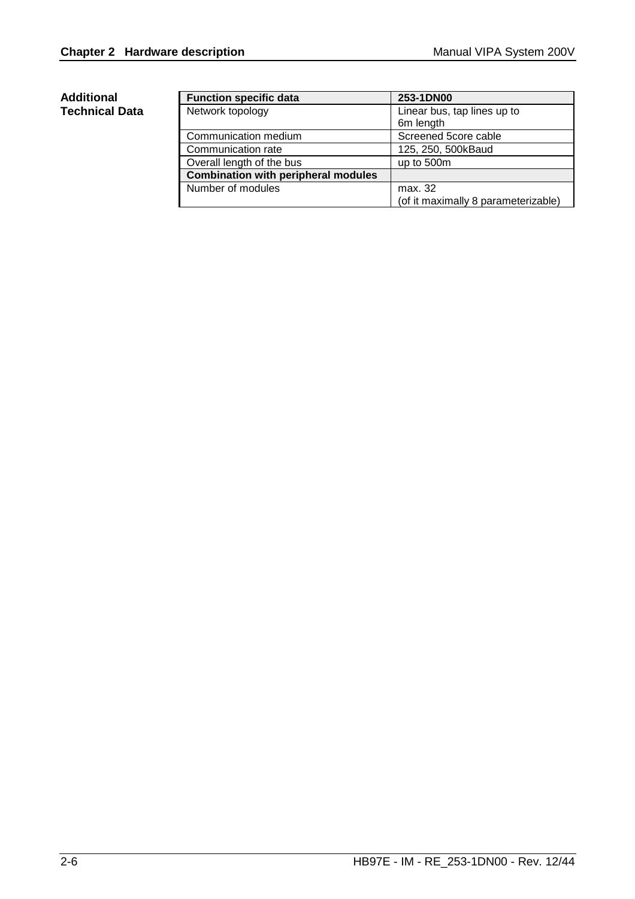**Additional Technical Data**

| Function specific data | 253-1DN00 |
|---|---|
| Network topology | Linear bus, tap lines up to 6m length |
| Communication medium | Screened 5core cable |
| Communication rate | 125, 250, 500kBaud |
| Overall length of the bus | up to 500m |
| **Combination with peripheral modules** | |
| Number of modules | max. 32 (of it maximally 8 parameterizable) |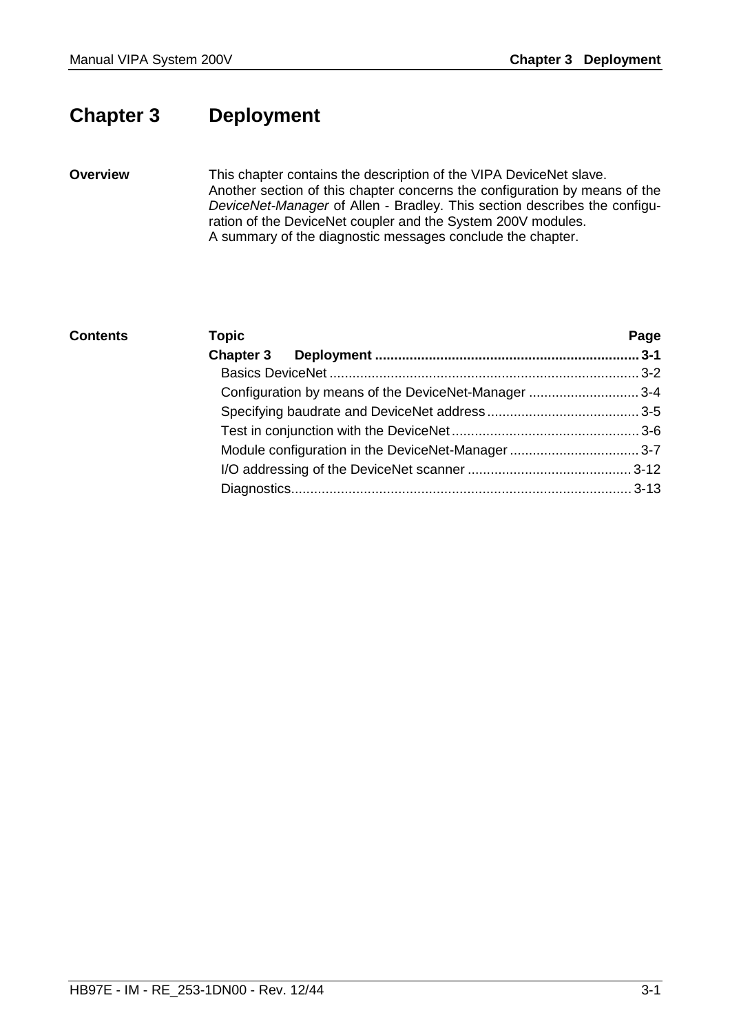# Chapter 3 Deployment

**Overview**

This chapter contains the description of the VIPA DeviceNet slave.
Another section of this chapter concerns the configuration by means of the *DeviceNet-Manager* of Allen - Bradley. This section describes the configuration of the DeviceNet coupler and the System 200V modules.
A summary of the diagnostic messages conclude the chapter.

**Contents**

| Topic | Page |
|---|---|
| **Chapter 3 Deployment** | **3-1** |
| Basics DeviceNet | 3-2 |
| Configuration by means of the DeviceNet-Manager | 3-4 |
| Specifying baudrate and DeviceNet address | 3-5 |
| Test in conjunction with the DeviceNet | 3-6 |
| Module configuration in the DeviceNet-Manager | 3-7 |
| I/O addressing of the DeviceNet scanner | 3-12 |
| Diagnostics | 3-13 |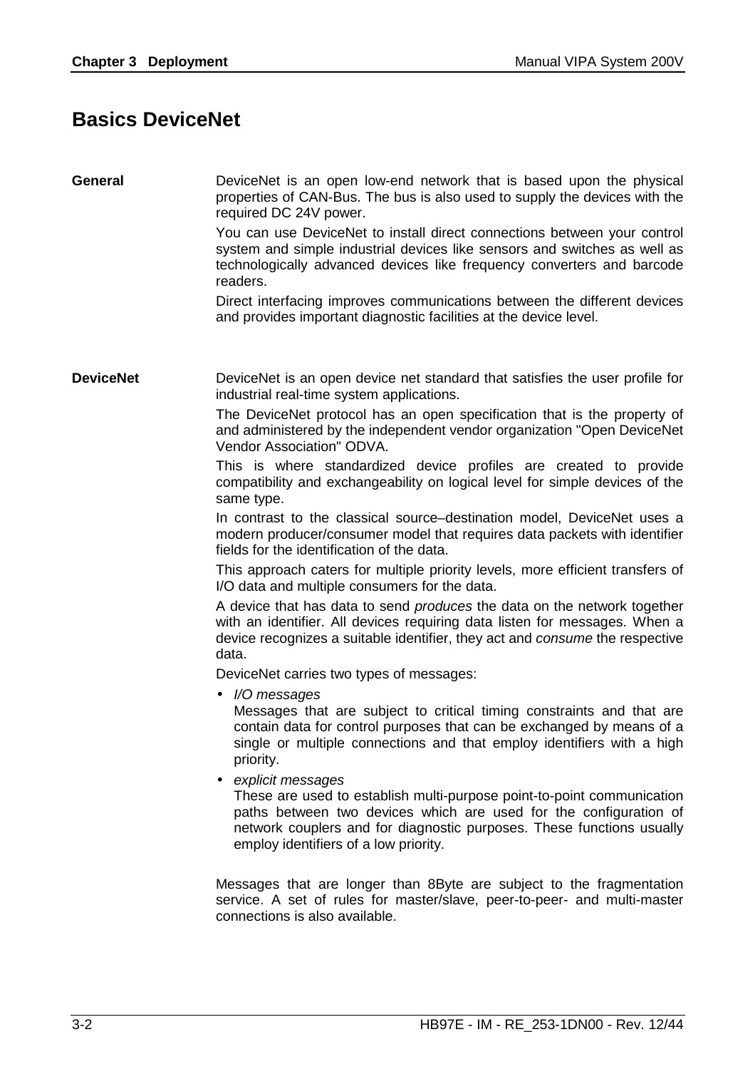# Basics DeviceNet

**General**

DeviceNet is an open low-end network that is based upon the physical properties of CAN-Bus. The bus is also used to supply the devices with the required DC 24V power.

You can use DeviceNet to install direct connections between your control system and simple industrial devices like sensors and switches as well as technologically advanced devices like frequency converters and barcode readers.

Direct interfacing improves communications between the different devices and provides important diagnostic facilities at the device level.

**DeviceNet**

DeviceNet is an open device net standard that satisfies the user profile for industrial real-time system applications.

The DeviceNet protocol has an open specification that is the property of and administered by the independent vendor organization "Open DeviceNet Vendor Association" ODVA.

This is where standardized device profiles are created to provide compatibility and exchangeability on logical level for simple devices of the same type.

In contrast to the classical source–destination model, DeviceNet uses a modern producer/consumer model that requires data packets with identifier fields for the identification of the data.

This approach caters for multiple priority levels, more efficient transfers of I/O data and multiple consumers for the data.

A device that has data to send *produces* the data on the network together with an identifier. All devices requiring data listen for messages. When a device recognizes a suitable identifier, they act and *consume* the respective data.

DeviceNet carries two types of messages:

- *I/O messages*
  Messages that are subject to critical timing constraints and that are contain data for control purposes that can be exchanged by means of a single or multiple connections and that employ identifiers with a high priority.
- *explicit messages*
  These are used to establish multi-purpose point-to-point communication paths between two devices which are used for the configuration of network couplers and for diagnostic purposes. These functions usually employ identifiers of a low priority.

Messages that are longer than 8Byte are subject to the fragmentation service. A set of rules for master/slave, peer-to-peer- and multi-master connections is also available.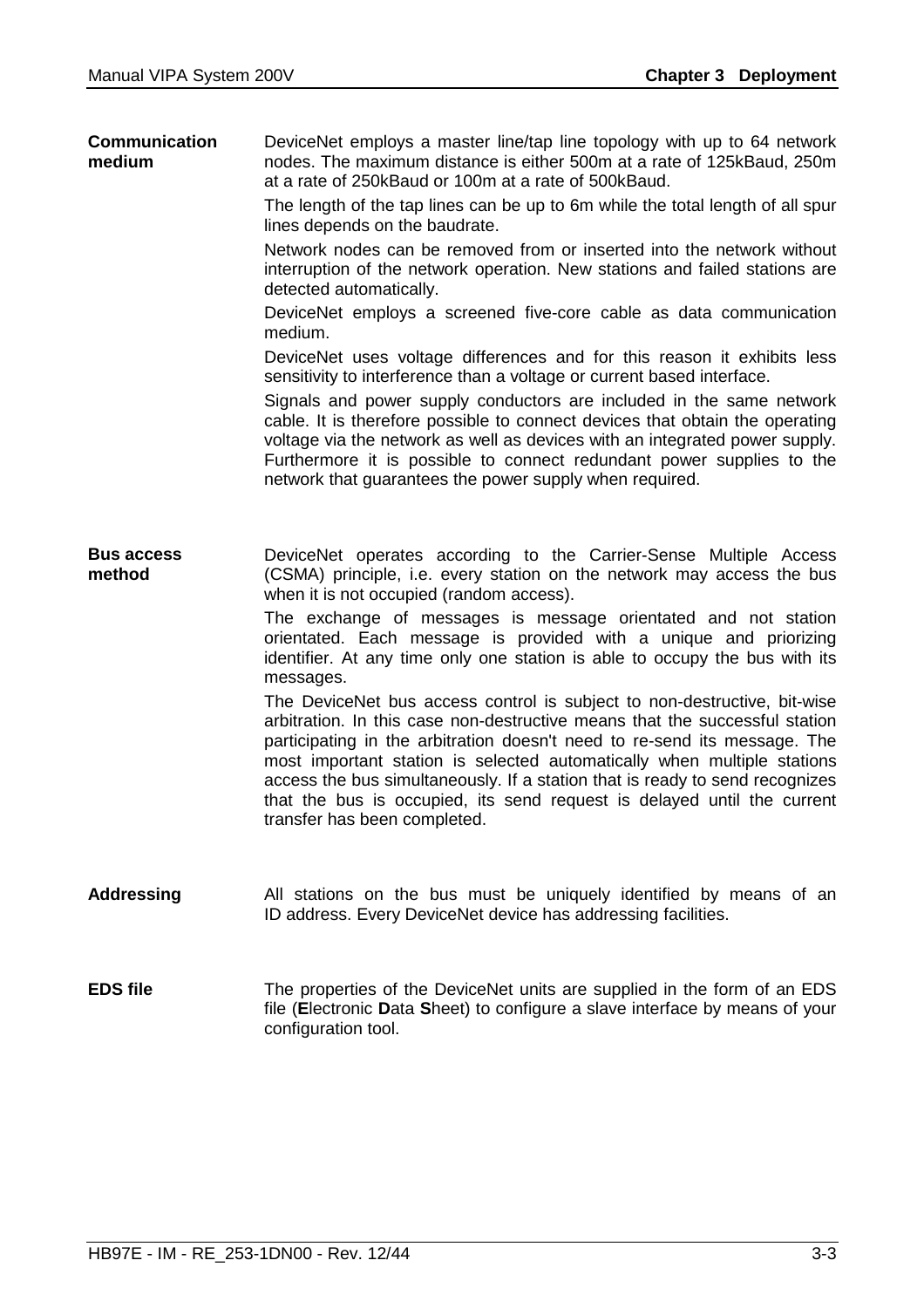**Communication medium**

DeviceNet employs a master line/tap line topology with up to 64 network nodes. The maximum distance is either 500m at a rate of 125kBaud, 250m at a rate of 250kBaud or 100m at a rate of 500kBaud.

The length of the tap lines can be up to 6m while the total length of all spur lines depends on the baudrate.

Network nodes can be removed from or inserted into the network without interruption of the network operation. New stations and failed stations are detected automatically.

DeviceNet employs a screened five-core cable as data communication medium.

DeviceNet uses voltage differences and for this reason it exhibits less sensitivity to interference than a voltage or current based interface.

Signals and power supply conductors are included in the same network cable. It is therefore possible to connect devices that obtain the operating voltage via the network as well as devices with an integrated power supply. Furthermore it is possible to connect redundant power supplies to the network that guarantees the power supply when required.

**Bus access method**

DeviceNet operates according to the Carrier-Sense Multiple Access (CSMA) principle, i.e. every station on the network may access the bus when it is not occupied (random access).

The exchange of messages is message orientated and not station orientated. Each message is provided with a unique and priorizing identifier. At any time only one station is able to occupy the bus with its messages.

The DeviceNet bus access control is subject to non-destructive, bit-wise arbitration. In this case non-destructive means that the successful station participating in the arbitration doesn't need to re-send its message. The most important station is selected automatically when multiple stations access the bus simultaneously. If a station that is ready to send recognizes that the bus is occupied, its send request is delayed until the current transfer has been completed.

**Addressing**

All stations on the bus must be uniquely identified by means of an ID address. Every DeviceNet device has addressing facilities.

**EDS file**

The properties of the DeviceNet units are supplied in the form of an EDS file (**E**lectronic **D**ata **S**heet) to configure a slave interface by means of your configuration tool.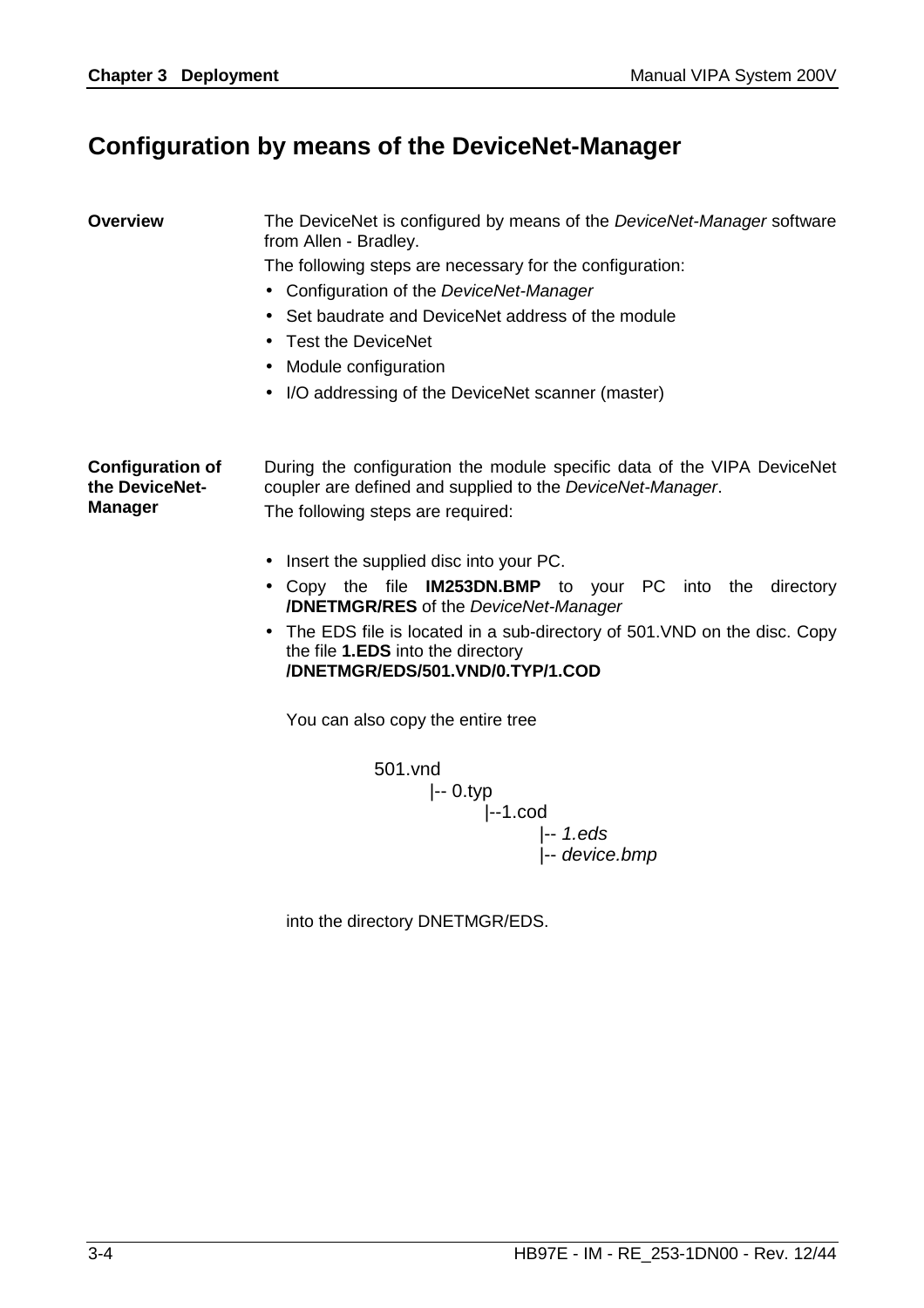# Configuration by means of the DeviceNet-Manager

**Overview**

The DeviceNet is configured by means of the *DeviceNet-Manager* software from Allen - Bradley.

The following steps are necessary for the configuration:

- Configuration of the *DeviceNet-Manager*
- Set baudrate and DeviceNet address of the module
- Test the DeviceNet
- Module configuration
- I/O addressing of the DeviceNet scanner (master)

**Configuration of the DeviceNet-Manager**

During the configuration the module specific data of the VIPA DeviceNet coupler are defined and supplied to the *DeviceNet-Manager*.

The following steps are required:

- Insert the supplied disc into your PC.
- Copy the file **IM253DN.BMP** to your PC into the directory **/DNETMGR/RES** of the *DeviceNet-Manager*
- The EDS file is located in a sub-directory of 501.VND on the disc. Copy the file **1.EDS** into the directory **/DNETMGR/EDS/501.VND/0.TYP/1.COD**

  You can also copy the entire tree

  ```
  501.vnd
          |-- 0.typ
                  |--1.cod
                          |-- 1.eds
                          |-- device.bmp
  ```

  into the directory DNETMGR/EDS.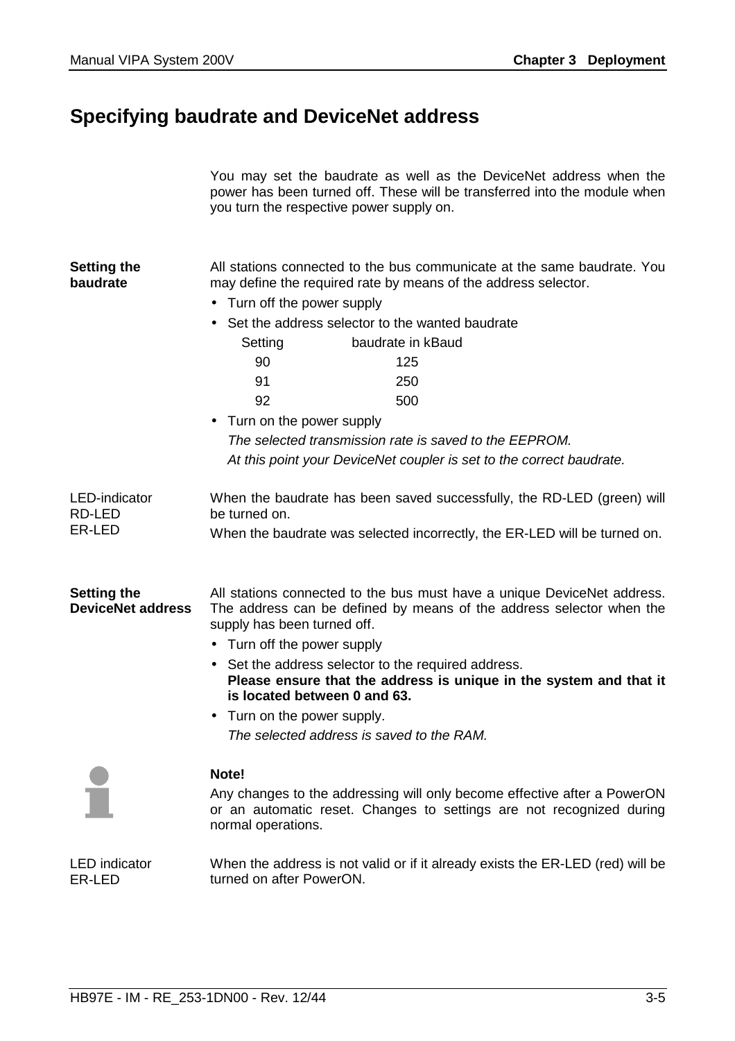## Specifying baudrate and DeviceNet address

You may set the baudrate as well as the DeviceNet address when the power has been turned off. These will be transferred into the module when you turn the respective power supply on.

**Setting the baudrate**

All stations connected to the bus communicate at the same baudrate. You may define the required rate by means of the address selector.

- Turn off the power supply
- Set the address selector to the wanted baudrate

| Setting | baudrate in kBaud |
|---|---|
| 90 | 125 |
| 91 | 250 |
| 92 | 500 |

- Turn on the power supply
  *The selected transmission rate is saved to the EEPROM.*
  *At this point your DeviceNet coupler is set to the correct baudrate.*

LED-indicator
RD-LED
ER-LED

When the baudrate has been saved successfully, the RD-LED (green) will be turned on.

When the baudrate was selected incorrectly, the ER-LED will be turned on.

**Setting the DeviceNet address**

All stations connected to the bus must have a unique DeviceNet address. The address can be defined by means of the address selector when the supply has been turned off.

- Turn off the power supply
- Set the address selector to the required address.
  **Please ensure that the address is unique in the system and that it is located between 0 and 63.**
- Turn on the power supply.
  *The selected address is saved to the RAM.*

**Note!**

Any changes to the addressing will only become effective after a PowerON or an automatic reset. Changes to settings are not recognized during normal operations.

LED indicator
ER-LED

When the address is not valid or if it already exists the ER-LED (red) will be turned on after PowerON.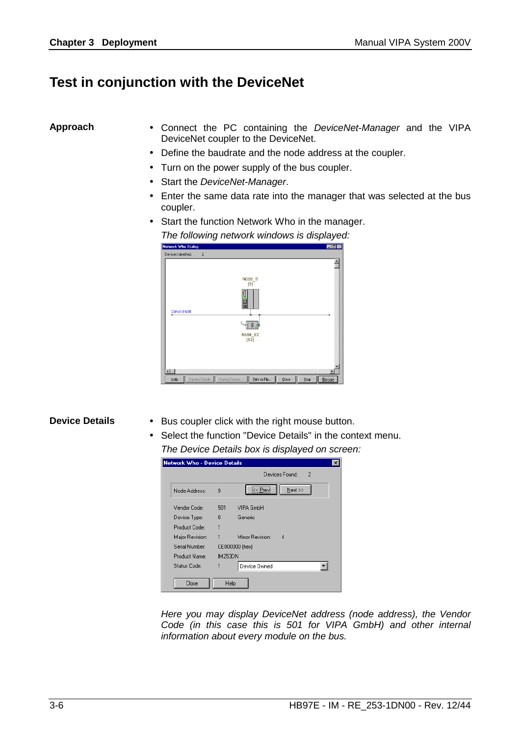# Test in conjunction with the DeviceNet

**Approach**

- Connect the PC containing the *DeviceNet-Manager* and the VIPA DeviceNet coupler to the DeviceNet.
- Define the baudrate and the node address at the coupler.
- Turn on the power supply of the bus coupler.
- Start the *DeviceNet-Manager*.
- Enter the same data rate into the manager that was selected at the bus coupler.
- Start the function Network Who in the manager.

*The following network windows is displayed:*

**Device Details**

- Bus coupler click with the right mouse button.
- Select the function "Device Details" in the context menu.

*The Device Details box is displayed on screen:*

*Here you may display DeviceNet address (node address), the Vendor Code (in this case this is 501 for VIPA GmbH) and other internal information about every module on the bus.*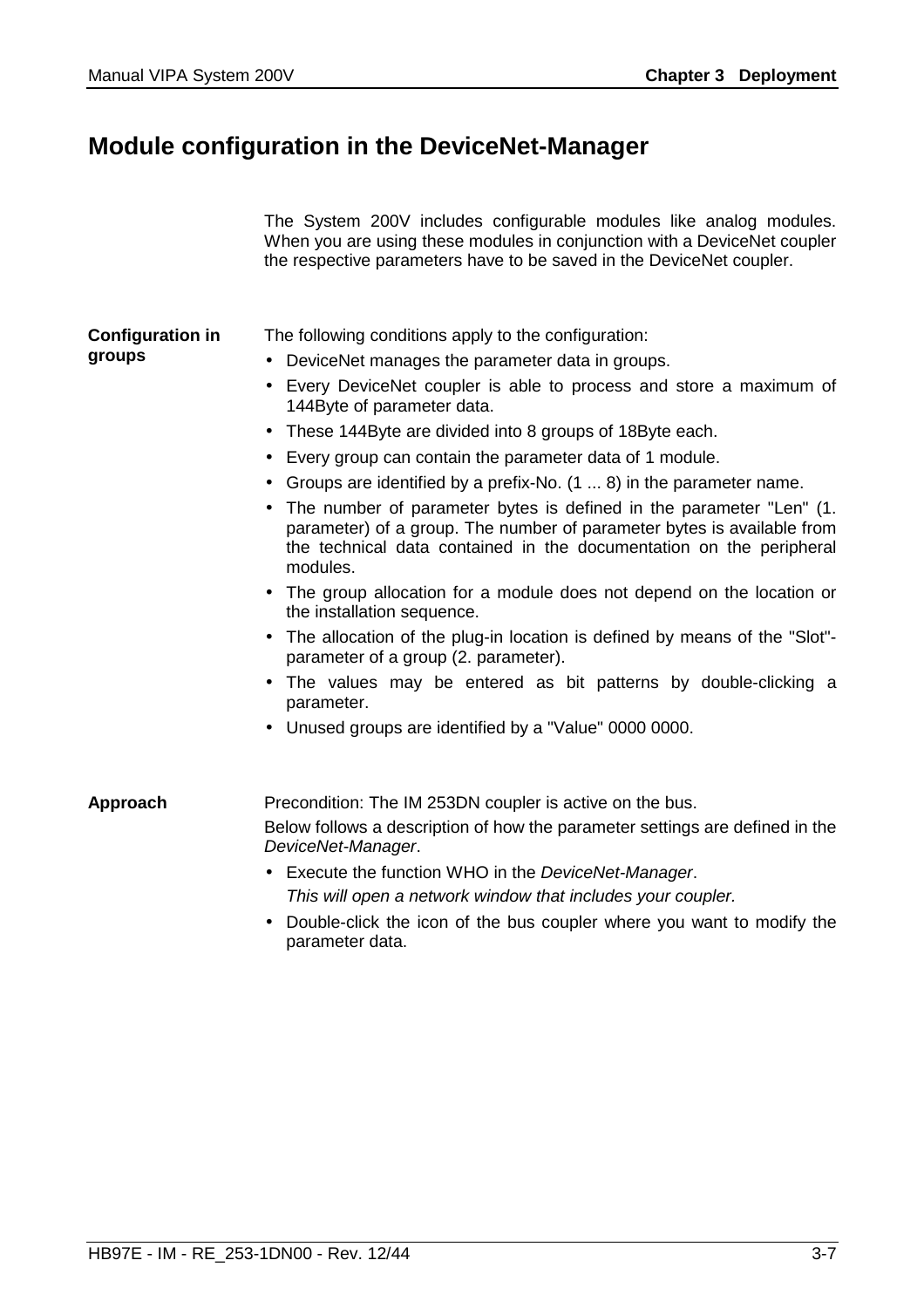# Module configuration in the DeviceNet-Manager

The System 200V includes configurable modules like analog modules. When you are using these modules in conjunction with a DeviceNet coupler the respective parameters have to be saved in the DeviceNet coupler.

**Configuration in groups**

The following conditions apply to the configuration:

- DeviceNet manages the parameter data in groups.
- Every DeviceNet coupler is able to process and store a maximum of 144Byte of parameter data.
- These 144Byte are divided into 8 groups of 18Byte each.
- Every group can contain the parameter data of 1 module.
- Groups are identified by a prefix-No. (1 ... 8) in the parameter name.
- The number of parameter bytes is defined in the parameter "Len" (1. parameter) of a group. The number of parameter bytes is available from the technical data contained in the documentation on the peripheral modules.
- The group allocation for a module does not depend on the location or the installation sequence.
- The allocation of the plug-in location is defined by means of the "Slot"-parameter of a group (2. parameter).
- The values may be entered as bit patterns by double-clicking a parameter.
- Unused groups are identified by a "Value" 0000 0000.

**Approach**

Precondition: The IM 253DN coupler is active on the bus.

Below follows a description of how the parameter settings are defined in the *DeviceNet-Manager*.

- Execute the function WHO in the *DeviceNet-Manager*.
  *This will open a network window that includes your coupler.*
- Double-click the icon of the bus coupler where you want to modify the parameter data.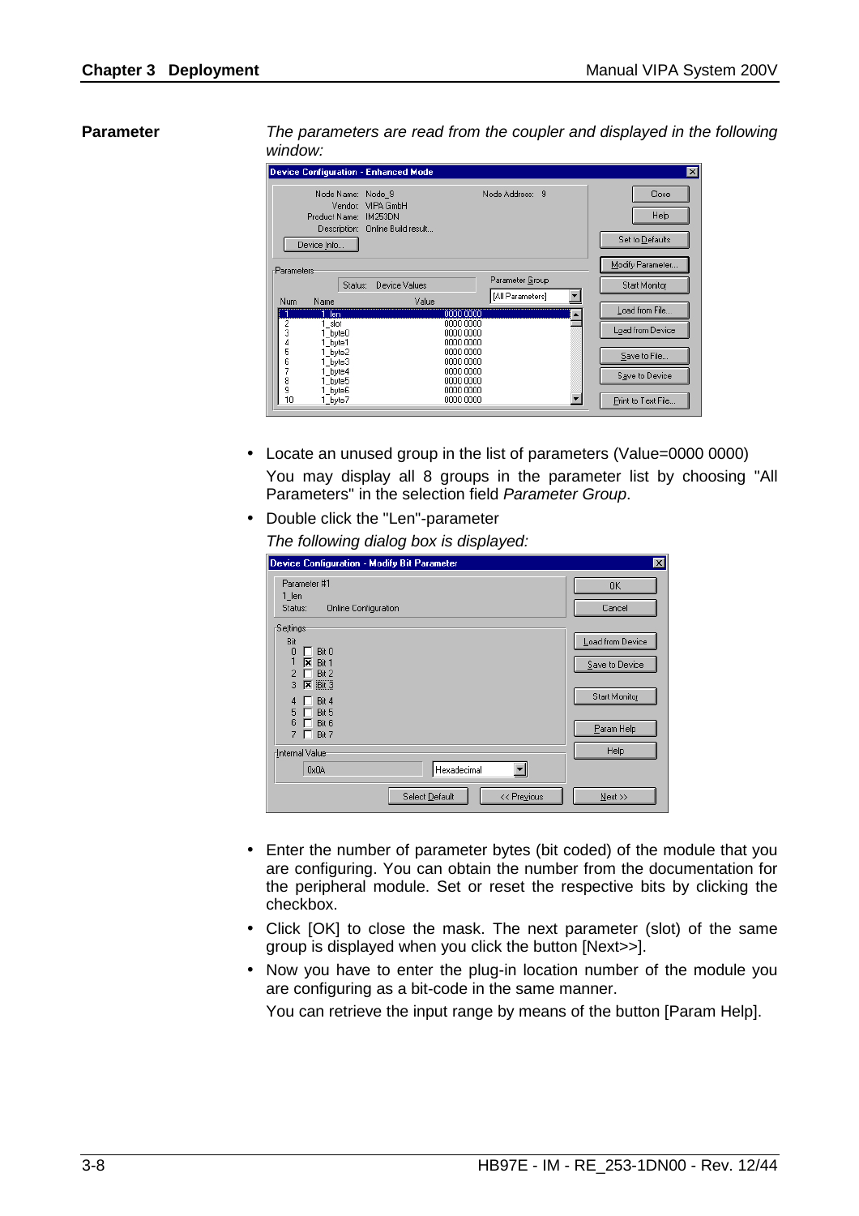**Parameter**

*The parameters are read from the coupler and displayed in the following window:*

- Locate an unused group in the list of parameters (Value=0000 0000)

  You may display all 8 groups in the parameter list by choosing "All Parameters" in the selection field *Parameter Group*.

- Double click the "Len"-parameter

  *The following dialog box is displayed:*

- Enter the number of parameter bytes (bit coded) of the module that you are configuring. You can obtain the number from the documentation for the peripheral module. Set or reset the respective bits by clicking the checkbox.
- Click [OK] to close the mask. The next parameter (slot) of the same group is displayed when you click the button [Next>>].
- Now you have to enter the plug-in location number of the module you are configuring as a bit-code in the same manner.

  You can retrieve the input range by means of the button [Param Help].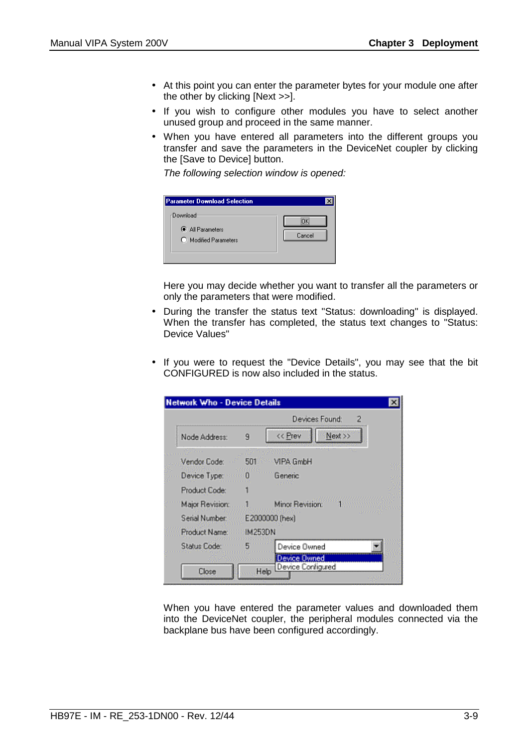- At this point you can enter the parameter bytes for your module one after the other by clicking [Next >>].
- If you wish to configure other modules you have to select another unused group and proceed in the same manner.
- When you have entered all parameters into the different groups you transfer and save the parameters in the DeviceNet coupler by clicking the [Save to Device] button.

  *The following selection window is opened:*

  Here you may decide whether you want to transfer all the parameters or only the parameters that were modified.
- During the transfer the status text "Status: downloading" is displayed. When the transfer has completed, the status text changes to "Status: Device Values"
- If you were to request the "Device Details", you may see that the bit CONFIGURED is now also included in the status.

When you have entered the parameter values and downloaded them into the DeviceNet coupler, the peripheral modules connected via the backplane bus have been configured accordingly.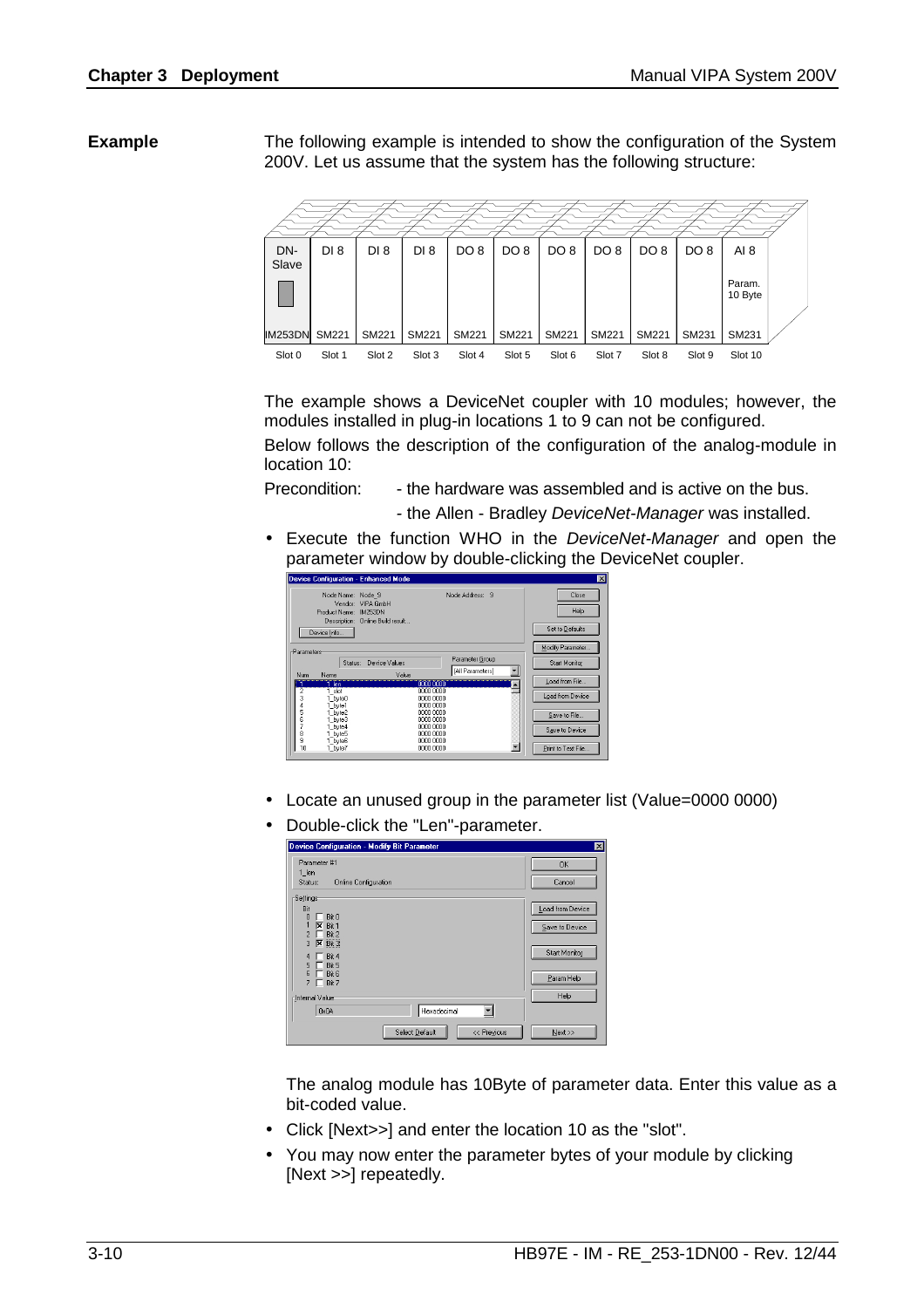**Example**

The following example is intended to show the configuration of the System 200V. Let us assume that the system has the following structure:

| DN-Slave | DI 8 | DI 8 | DI 8 | DO 8 | DO 8 | DO 8 | DO 8 | DO 8 | DO 8 | AI 8 |
|---|---|---|---|---|---|---|---|---|---|---|
| | | | | | | | | | | Param. 10 Byte |
| IM253DN | SM221 | SM221 | SM221 | SM221 | SM221 | SM221 | SM221 | SM221 | SM231 | SM231 |
| Slot 0 | Slot 1 | Slot 2 | Slot 3 | Slot 4 | Slot 5 | Slot 6 | Slot 7 | Slot 8 | Slot 9 | Slot 10 |

The example shows a DeviceNet coupler with 10 modules; however, the modules installed in plug-in locations 1 to 9 can not be configured.

Below follows the description of the configuration of the analog-module in location 10:

Precondition: - the hardware was assembled and is active on the bus.
- the Allen - Bradley *DeviceNet-Manager* was installed.

- Execute the function WHO in the *DeviceNet-Manager* and open the parameter window by double-clicking the DeviceNet coupler.

- Locate an unused group in the parameter list (Value=0000 0000)
- Double-click the "Len"-parameter.

The analog module has 10Byte of parameter data. Enter this value as a bit-coded value.

- Click [Next>>] and enter the location 10 as the "slot".
- You may now enter the parameter bytes of your module by clicking [Next >>] repeatedly.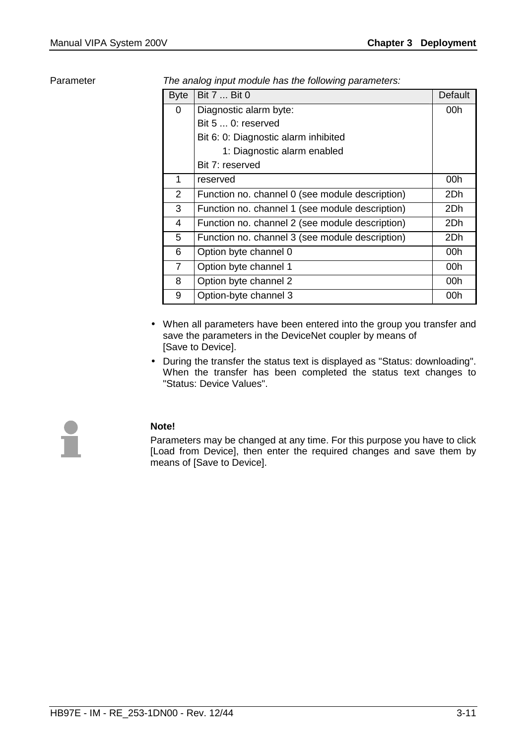Parameter

*The analog input module has the following parameters:*

| Byte | Bit 7 ... Bit 0 | Default |
|---|---|---|
| 0 | Diagnostic alarm byte:<br>Bit 5 ... 0: reserved<br>Bit 6: 0: Diagnostic alarm inhibited<br>1: Diagnostic alarm enabled<br>Bit 7: reserved | 00h |
| 1 | reserved | 00h |
| 2 | Function no. channel 0 (see module description) | 2Dh |
| 3 | Function no. channel 1 (see module description) | 2Dh |
| 4 | Function no. channel 2 (see module description) | 2Dh |
| 5 | Function no. channel 3 (see module description) | 2Dh |
| 6 | Option byte channel 0 | 00h |
| 7 | Option byte channel 1 | 00h |
| 8 | Option byte channel 2 | 00h |
| 9 | Option-byte channel 3 | 00h |

- When all parameters have been entered into the group you transfer and save the parameters in the DeviceNet coupler by means of [Save to Device].
- During the transfer the status text is displayed as "Status: downloading". When the transfer has been completed the status text changes to "Status: Device Values".

**Note!**

Parameters may be changed at any time. For this purpose you have to click [Load from Device], then enter the required changes and save them by means of [Save to Device].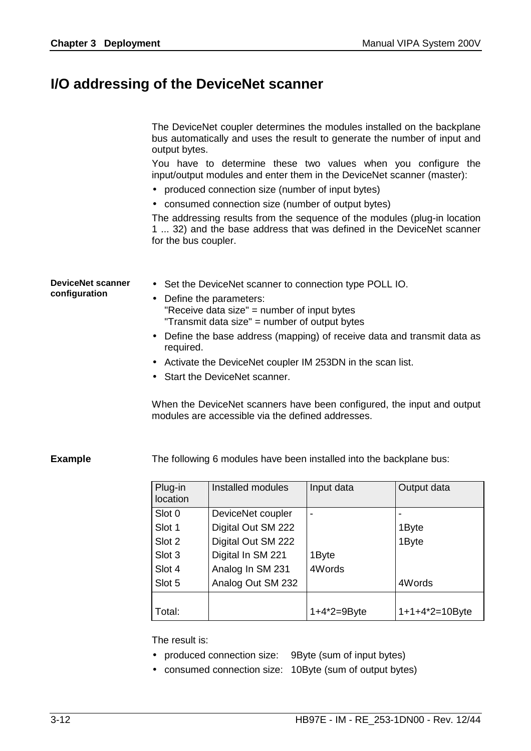# I/O addressing of the DeviceNet scanner

The DeviceNet coupler determines the modules installed on the backplane bus automatically and uses the result to generate the number of input and output bytes.

You have to determine these two values when you configure the input/output modules and enter them in the DeviceNet scanner (master):

- produced connection size (number of input bytes)
- consumed connection size (number of output bytes)

The addressing results from the sequence of the modules (plug-in location 1 ... 32) and the base address that was defined in the DeviceNet scanner for the bus coupler.

**DeviceNet scanner configuration**

- Set the DeviceNet scanner to connection type POLL IO.
- Define the parameters:
  "Receive data size" = number of input bytes
  "Transmit data size" = number of output bytes
- Define the base address (mapping) of receive data and transmit data as required.
- Activate the DeviceNet coupler IM 253DN in the scan list.
- Start the DeviceNet scanner.

When the DeviceNet scanners have been configured, the input and output modules are accessible via the defined addresses.

**Example**

The following 6 modules have been installed into the backplane bus:

| Plug-in location | Installed modules | Input data | Output data |
|---|---|---|---|
| Slot 0 | DeviceNet coupler | - | - |
| Slot 1 | Digital Out SM 222 | | 1Byte |
| Slot 2 | Digital Out SM 222 | | 1Byte |
| Slot 3 | Digital In SM 221 | 1Byte | |
| Slot 4 | Analog In SM 231 | 4Words | |
| Slot 5 | Analog Out SM 232 | | 4Words |
| Total: | | 1+4*2=9Byte | 1+1+4*2=10Byte |

The result is:

- produced connection size: 9Byte (sum of input bytes)
- consumed connection size: 10Byte (sum of output bytes)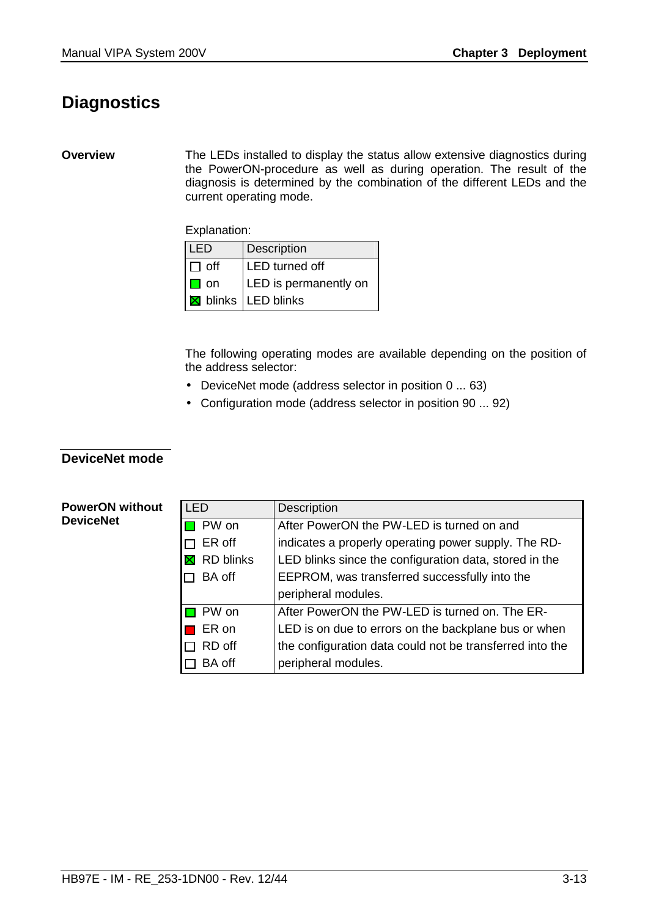# Diagnostics

**Overview**

The LEDs installed to display the status allow extensive diagnostics during the PowerON-procedure as well as during operation. The result of the diagnosis is determined by the combination of the different LEDs and the current operating mode.

Explanation:

| LED | Description |
|---|---|
| ☐ off | LED turned off |
| ■ on | LED is permanently on |
| ☒ blinks | LED blinks |

The following operating modes are available depending on the position of the address selector:

- DeviceNet mode (address selector in position 0 ... 63)
- Configuration mode (address selector in position 90 ... 92)

## DeviceNet mode

**PowerON without DeviceNet**

| LED | Description |
|---|---|
| ■ PW on<br>☐ ER off<br>☒ RD blinks<br>☐ BA off | After PowerON the PW-LED is turned on and indicates a properly operating power supply. The RD-LED blinks since the configuration data, stored in the EEPROM, was transferred successfully into the peripheral modules. |
| ■ PW on<br>■ ER on<br>☐ RD off<br>☐ BA off | After PowerON the PW-LED is turned on. The ER-LED is on due to errors on the backplane bus or when the configuration data could not be transferred into the peripheral modules. |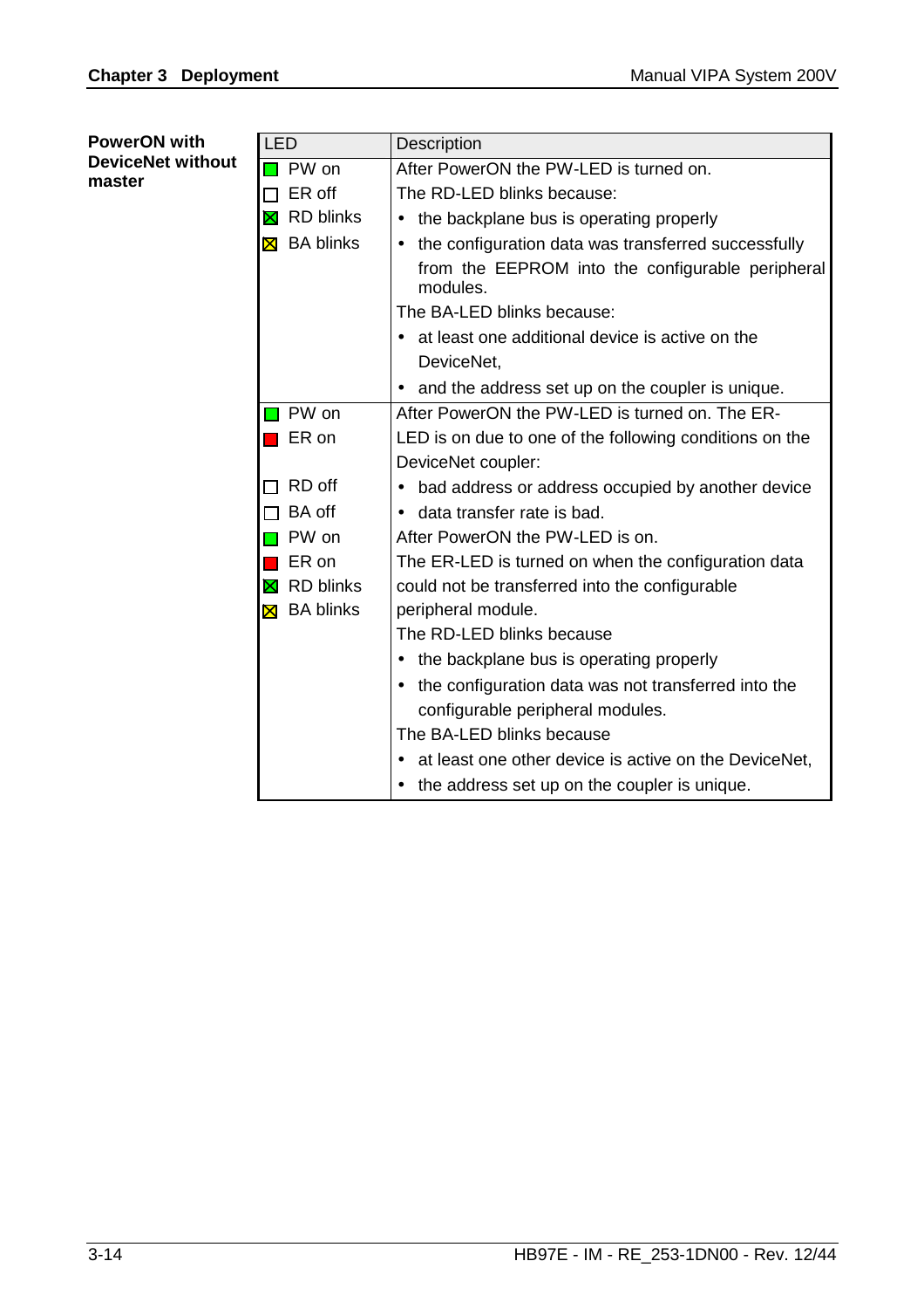**PowerON with DeviceNet without master**

| LED | Description |
|---|---|
| PW on<br>ER off<br>RD blinks<br>BA blinks | After PowerON the PW-LED is turned on.<br>The RD-LED blinks because:<br>• the backplane bus is operating properly<br>• the configuration data was transferred successfully from the EEPROM into the configurable peripheral modules.<br>The BA-LED blinks because:<br>• at least one additional device is active on the DeviceNet,<br>• and the address set up on the coupler is unique. |
| PW on<br>ER on<br>RD off<br>BA off | After PowerON the PW-LED is turned on. The ER-LED is on due to one of the following conditions on the DeviceNet coupler:<br>• bad address or address occupied by another device<br>• data transfer rate is bad. |
| PW on<br>ER on<br>RD blinks<br>BA blinks | After PowerON the PW-LED is on.<br>The ER-LED is turned on when the configuration data could not be transferred into the configurable peripheral module.<br>The RD-LED blinks because<br>• the backplane bus is operating properly<br>• the configuration data was not transferred into the configurable peripheral modules.<br>The BA-LED blinks because<br>• at least one other device is active on the DeviceNet,<br>• the address set up on the coupler is unique. |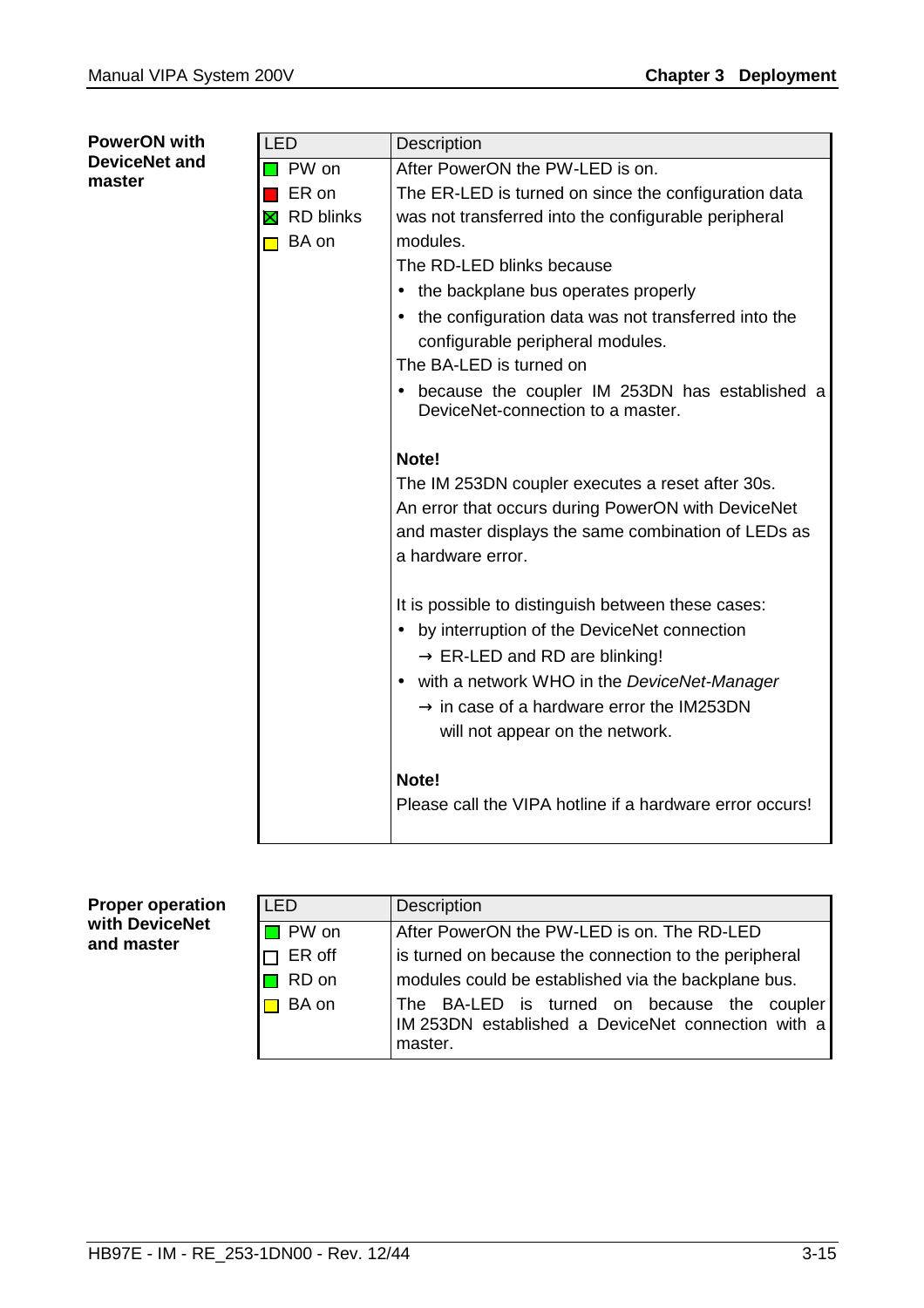**PowerON with DeviceNet and master**

| LED | Description |
|---|---|
| PW on<br>ER on<br>RD blinks<br>BA on | After PowerON the PW-LED is on.<br>The ER-LED is turned on since the configuration data was not transferred into the configurable peripheral modules.<br>The RD-LED blinks because<br>• the backplane bus operates properly<br>• the configuration data was not transferred into the configurable peripheral modules.<br>The BA-LED is turned on<br>• because the coupler IM 253DN has established a DeviceNet-connection to a master.<br><br>**Note!**<br>The IM 253DN coupler executes a reset after 30s.<br>An error that occurs during PowerON with DeviceNet and master displays the same combination of LEDs as a hardware error.<br><br>It is possible to distinguish between these cases:<br>• by interruption of the DeviceNet connection<br>→ ER-LED and RD are blinking!<br>• with a network WHO in the *DeviceNet-Manager*<br>→ in case of a hardware error the IM253DN will not appear on the network.<br><br>**Note!**<br>Please call the VIPA hotline if a hardware error occurs! |

**Proper operation with DeviceNet and master**

| LED | Description |
|---|---|
| PW on<br>ER off<br>RD on<br>BA on | After PowerON the PW-LED is on. The RD-LED is turned on because the connection to the peripheral modules could be established via the backplane bus.<br>The BA-LED is turned on because the coupler IM 253DN established a DeviceNet connection with a master. |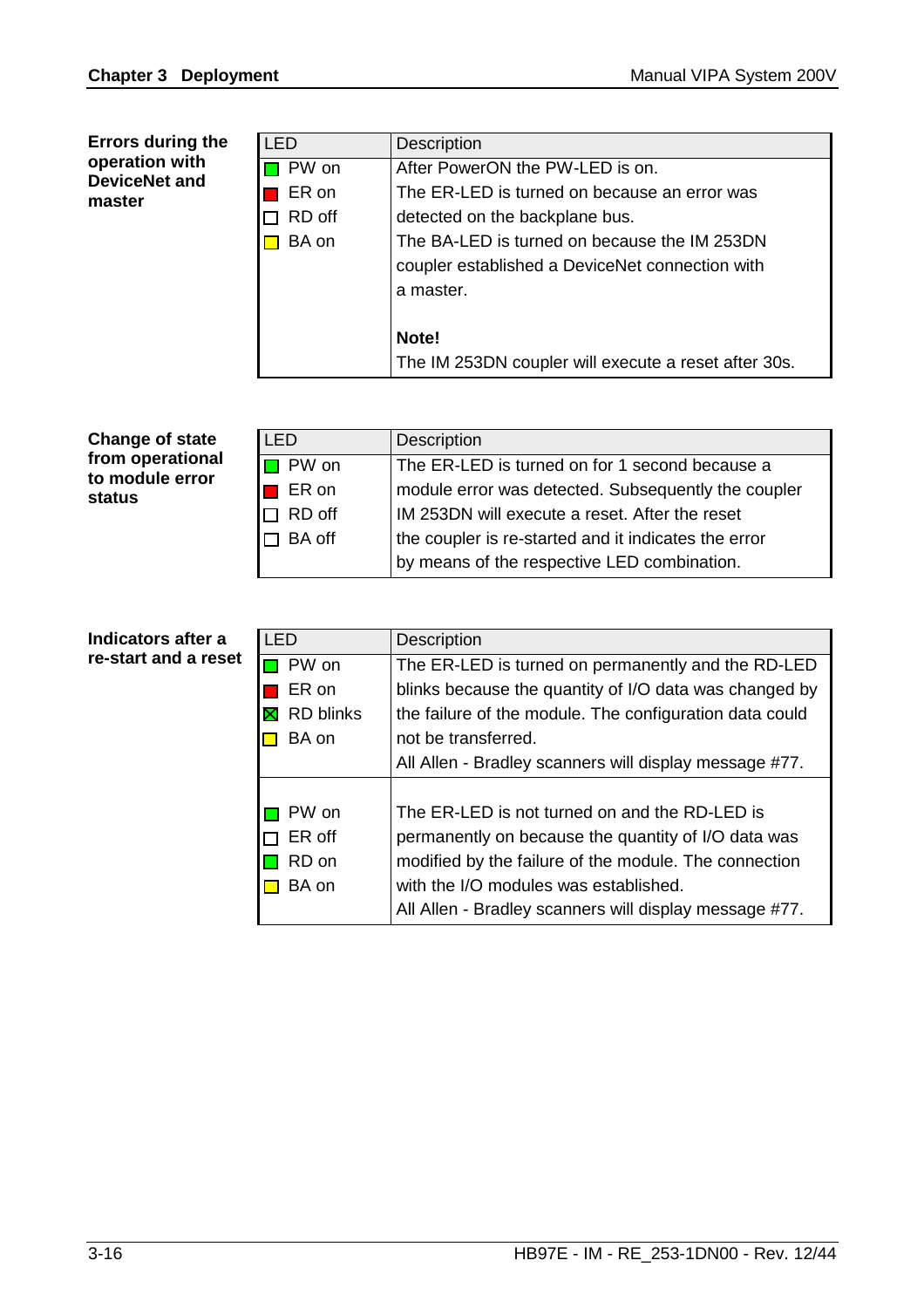**Errors during the operation with DeviceNet and master**

| LED | Description |
|---|---|
| PW on<br>ER on<br>RD off<br>BA on | After PowerON the PW-LED is on.<br>The ER-LED is turned on because an error was detected on the backplane bus.<br>The BA-LED is turned on because the IM 253DN coupler established a DeviceNet connection with a master.<br><br>**Note!**<br>The IM 253DN coupler will execute a reset after 30s. |

**Change of state from operational to module error status**

| LED | Description |
|---|---|
| PW on<br>ER on<br>RD off<br>BA off | The ER-LED is turned on for 1 second because a module error was detected. Subsequently the coupler IM 253DN will execute a reset. After the reset the coupler is re-started and it indicates the error by means of the respective LED combination. |

**Indicators after a re-start and a reset**

| LED | Description |
|---|---|
| PW on<br>ER on<br>RD blinks<br>BA on | The ER-LED is turned on permanently and the RD-LED blinks because the quantity of I/O data was changed by the failure of the module. The configuration data could not be transferred.<br>All Allen - Bradley scanners will display message #77. |
| PW on<br>ER off<br>RD on<br>BA on | The ER-LED is not turned on and the RD-LED is permanently on because the quantity of I/O data was modified by the failure of the module. The connection with the I/O modules was established.<br>All Allen - Bradley scanners will display message #77. |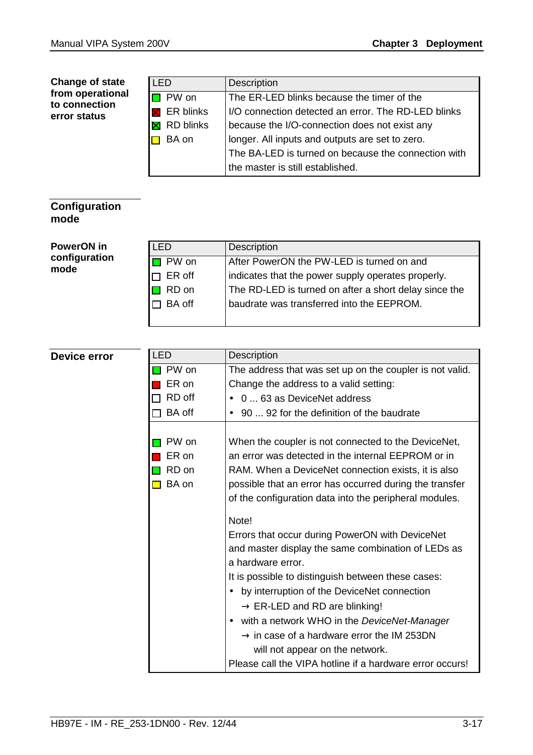**Change of state from operational to connection error status**

| LED | Description |
|---|---|
| PW on<br>ER blinks<br>RD blinks<br>BA on | The ER-LED blinks because the timer of the I/O connection detected an error. The RD-LED blinks because the I/O-connection does not exist any longer. All inputs and outputs are set to zero.<br>The BA-LED is turned on because the connection with the master is still established. |

## Configuration mode

**PowerON in configuration mode**

| LED | Description |
|---|---|
| PW on<br>ER off<br>RD on<br>BA off | After PowerON the PW-LED is turned on and indicates that the power supply operates properly.<br>The RD-LED is turned on after a short delay since the baudrate was transferred into the EEPROM. |

**Device error**

| LED | Description |
|---|---|
| PW on<br>ER on<br>RD off<br>BA off | The address that was set up on the coupler is not valid.<br>Change the address to a valid setting:<br>• 0 ... 63 as DeviceNet address<br>• 90 ... 92 for the definition of the baudrate |
| PW on<br>ER on<br>RD on<br>BA on | When the coupler is not connected to the DeviceNet, an error was detected in the internal EEPROM or in RAM. When a DeviceNet connection exists, it is also possible that an error has occurred during the transfer of the configuration data into the peripheral modules.<br><br>Note!<br>Errors that occur during PowerON with DeviceNet and master display the same combination of LEDs as a hardware error.<br>It is possible to distinguish between these cases:<br>• by interruption of the DeviceNet connection<br>→ ER-LED and RD are blinking!<br>• with a network WHO in the *DeviceNet-Manager*<br>→ in case of a hardware error the IM 253DN will not appear on the network.<br>Please call the VIPA hotline if a hardware error occurs! |